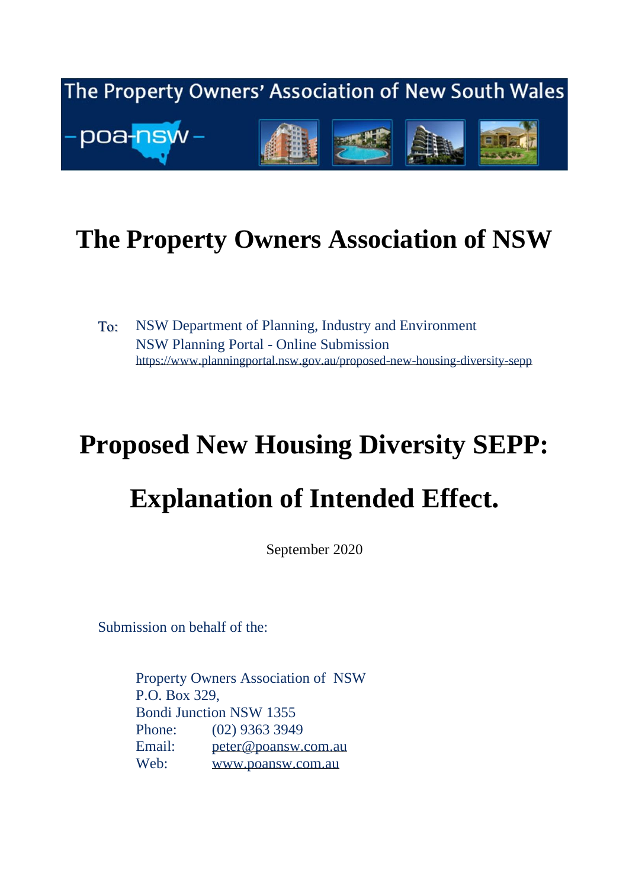The Property Owners' Association of New South Wales

– poa-nsw –

# The Property Owners Association of NSW

To: NSW Department of Planning, Industry and Environment
NSW Planning Portal - Online Submission
https://www.planningportal.nsw.gov.au/proposed-new-housing-diversity-sepp

# Proposed New Housing Diversity SEPP:

# Explanation of Intended Effect.

September 2020

Submission on behalf of the:

Property Owners Association of NSW
P.O. Box 329,
Bondi Junction NSW 1355
Phone: (02) 9363 3949
Email: peter@poansw.com.au
Web: www.poansw.com.au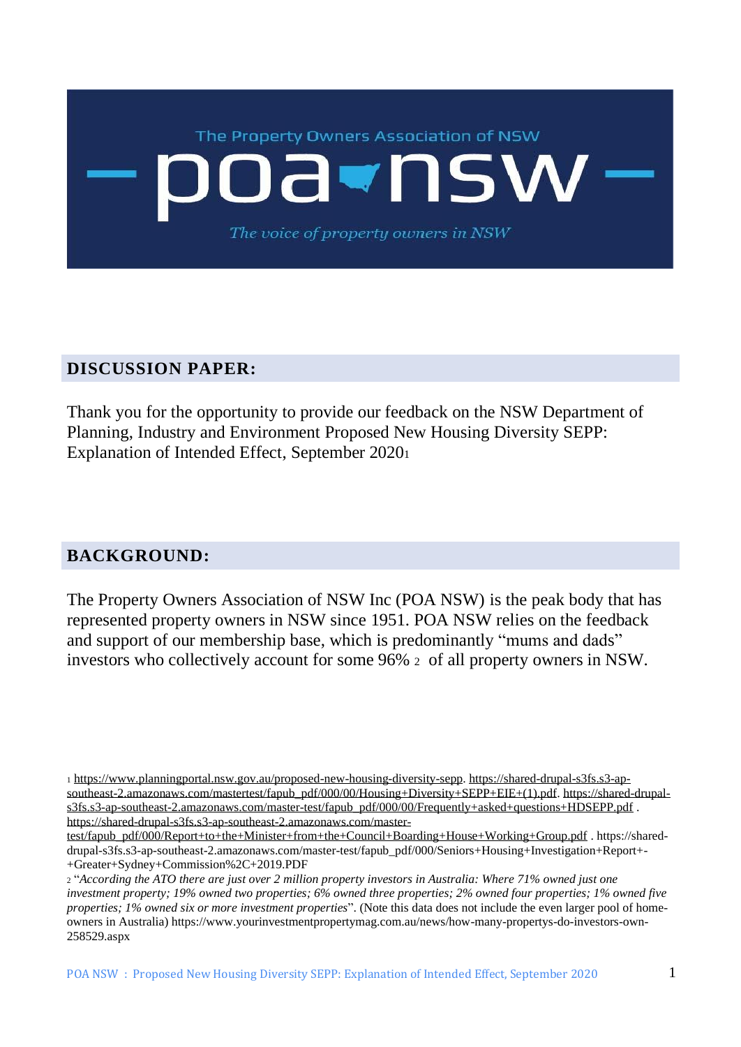The Property Owners Association of NSW

# poa nsw

*The voice of property owners in NSW*

## DISCUSSION PAPER:

Thank you for the opportunity to provide our feedback on the NSW Department of Planning, Industry and Environment Proposed New Housing Diversity SEPP: Explanation of Intended Effect, September 2020[1]

## BACKGROUND:

The Property Owners Association of NSW Inc (POA NSW) is the peak body that has represented property owners in NSW since 1951. POA NSW relies on the feedback and support of our membership base, which is predominantly "mums and dads" investors who collectively account for some 96% [2] of all property owners in NSW.

---

[1] https://www.planningportal.nsw.gov.au/proposed-new-housing-diversity-sepp. https://shared-drupal-s3fs.s3-ap-southeast-2.amazonaws.com/mastertest/fapub_pdf/000/00/Housing+Diversity+SEPP+EIE+(1).pdf. https://shared-drupal-s3fs.s3-ap-southeast-2.amazonaws.com/master-test/fapub_pdf/000/00/Frequently+asked+questions+HDSEPP.pdf . https://shared-drupal-s3fs.s3-ap-southeast-2.amazonaws.com/master-test/fapub_pdf/000/Report+to+the+Minister+from+the+Council+Boarding+House+Working+Group.pdf . https://shared-drupal-s3fs.s3-ap-southeast-2.amazonaws.com/master-test/fapub_pdf/000/Seniors+Housing+Investigation+Report+-+Greater+Sydney+Commission%2C+2019.PDF

[2] "*According the ATO there are just over 2 million property investors in Australia: Where 71% owned just one investment property; 19% owned two properties; 6% owned three properties; 2% owned four properties; 1% owned five properties; 1% owned six or more investment properties*". (Note this data does not include the even larger pool of home-owners in Australia) https://www.yourinvestmentpropertymag.com.au/news/how-many-propertys-do-investors-own-258529.aspx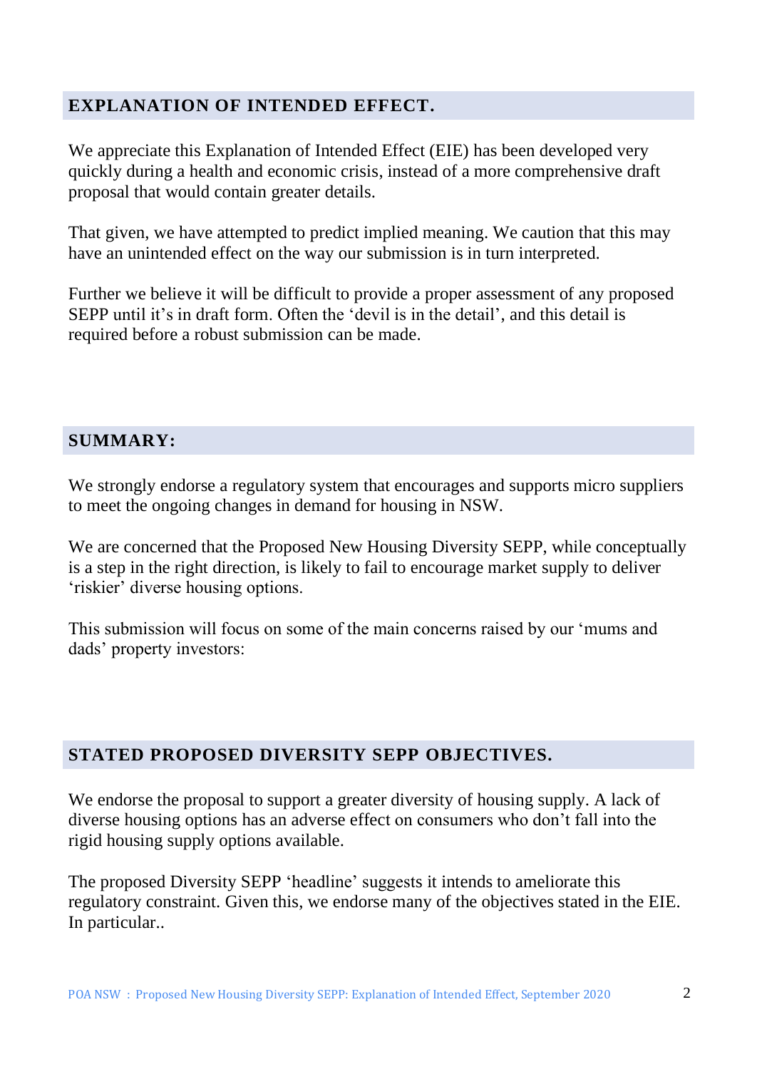## EXPLANATION OF INTENDED EFFECT.

We appreciate this Explanation of Intended Effect (EIE) has been developed very quickly during a health and economic crisis, instead of a more comprehensive draft proposal that would contain greater details.

That given, we have attempted to predict implied meaning. We caution that this may have an unintended effect on the way our submission is in turn interpreted.

Further we believe it will be difficult to provide a proper assessment of any proposed SEPP until it's in draft form. Often the 'devil is in the detail', and this detail is required before a robust submission can be made.

## SUMMARY:

We strongly endorse a regulatory system that encourages and supports micro suppliers to meet the ongoing changes in demand for housing in NSW.

We are concerned that the Proposed New Housing Diversity SEPP, while conceptually is a step in the right direction, is likely to fail to encourage market supply to deliver 'riskier' diverse housing options.

This submission will focus on some of the main concerns raised by our 'mums and dads' property investors:

## STATED PROPOSED DIVERSITY SEPP OBJECTIVES.

We endorse the proposal to support a greater diversity of housing supply. A lack of diverse housing options has an adverse effect on consumers who don't fall into the rigid housing supply options available.

The proposed Diversity SEPP 'headline' suggests it intends to ameliorate this regulatory constraint. Given this, we endorse many of the objectives stated in the EIE. In particular..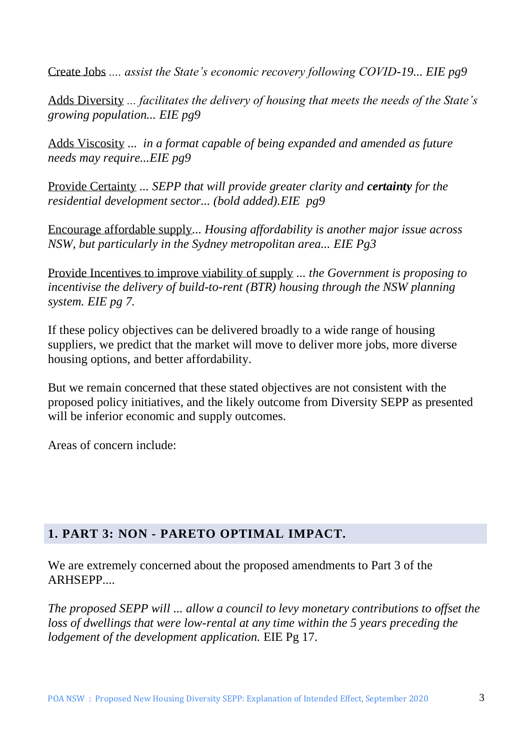<u>Create Jobs</u> .... *assist the State's economic recovery following COVID-19... EIE pg9*

<u>Adds Diversity</u> ... *facilitates the delivery of housing that meets the needs of the State's growing population... EIE pg9*

<u>Adds Viscosity</u> ... *in a format capable of being expanded and amended as future needs may require...EIE pg9*

<u>Provide Certainty</u> ... *SEPP that will provide greater clarity and* ***certainty*** *for the residential development sector... (bold added).EIE pg9*

<u>Encourage affordable supply</u>... *Housing affordability is another major issue across NSW, but particularly in the Sydney metropolitan area... EIE Pg3*

<u>Provide Incentives to improve viability of supply</u> ... *the Government is proposing to incentivise the delivery of build-to-rent (BTR) housing through the NSW planning system. EIE pg 7.*

If these policy objectives can be delivered broadly to a wide range of housing suppliers, we predict that the market will move to deliver more jobs, more diverse housing options, and better affordability.

But we remain concerned that these stated objectives are not consistent with the proposed policy initiatives, and the likely outcome from Diversity SEPP as presented will be inferior economic and supply outcomes.

Areas of concern include:

## 1. PART 3: NON - PARETO OPTIMAL IMPACT.

We are extremely concerned about the proposed amendments to Part 3 of the ARHSEPP....

*The proposed SEPP will ... allow a council to levy monetary contributions to offset the loss of dwellings that were low-rental at any time within the 5 years preceding the lodgement of the development application.* EIE Pg 17.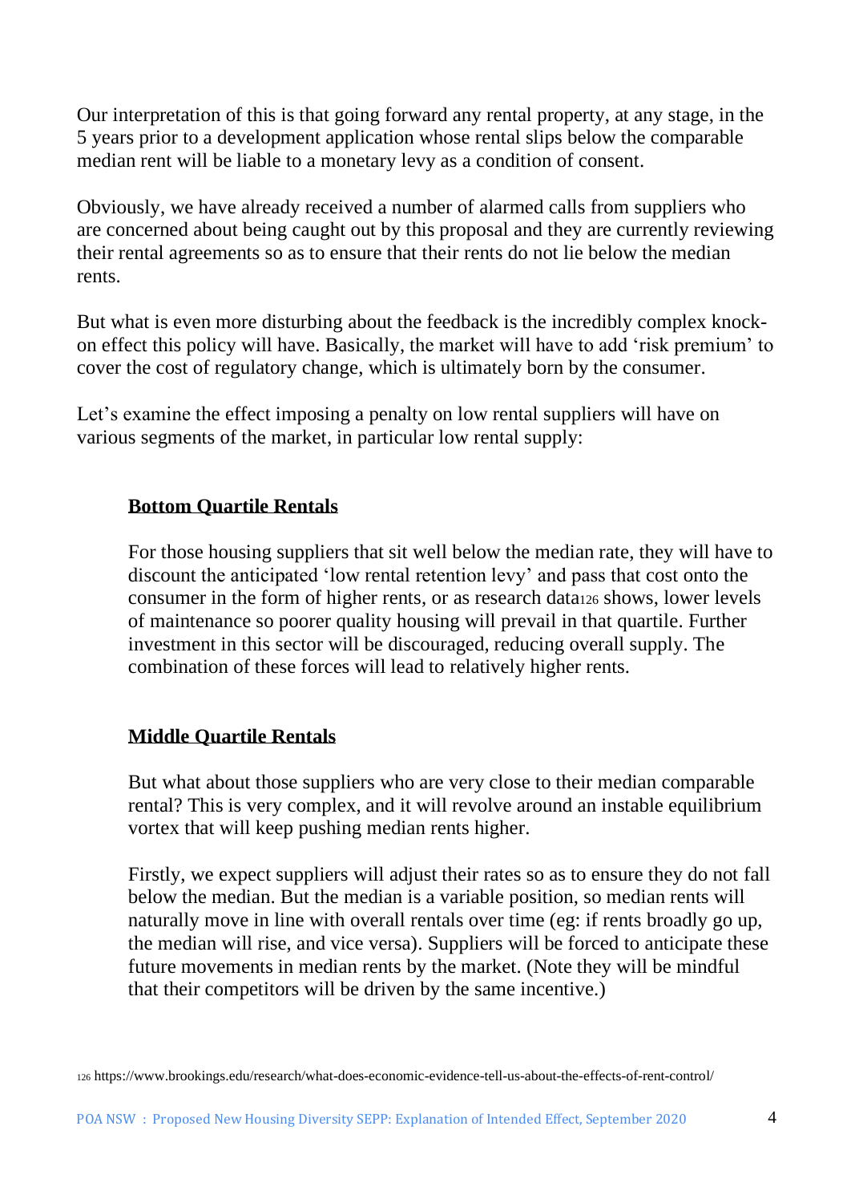Our interpretation of this is that going forward any rental property, at any stage, in the 5 years prior to a development application whose rental slips below the comparable median rent will be liable to a monetary levy as a condition of consent.

Obviously, we have already received a number of alarmed calls from suppliers who are concerned about being caught out by this proposal and they are currently reviewing their rental agreements so as to ensure that their rents do not lie below the median rents.

But what is even more disturbing about the feedback is the incredibly complex knock-on effect this policy will have. Basically, the market will have to add 'risk premium' to cover the cost of regulatory change, which is ultimately born by the consumer.

Let's examine the effect imposing a penalty on low rental suppliers will have on various segments of the market, in particular low rental supply:

**Bottom Quartile Rentals**

For those housing suppliers that sit well below the median rate, they will have to discount the anticipated 'low rental retention levy' and pass that cost onto the consumer in the form of higher rents, or as research data[126] shows, lower levels of maintenance so poorer quality housing will prevail in that quartile. Further investment in this sector will be discouraged, reducing overall supply. The combination of these forces will lead to relatively higher rents.

**Middle Quartile Rentals**

But what about those suppliers who are very close to their median comparable rental? This is very complex, and it will revolve around an instable equilibrium vortex that will keep pushing median rents higher.

Firstly, we expect suppliers will adjust their rates so as to ensure they do not fall below the median. But the median is a variable position, so median rents will naturally move in line with overall rentals over time (eg: if rents broadly go up, the median will rise, and vice versa). Suppliers will be forced to anticipate these future movements in median rents by the market. (Note they will be mindful that their competitors will be driven by the same incentive.)

[126] https://www.brookings.edu/research/what-does-economic-evidence-tell-us-about-the-effects-of-rent-control/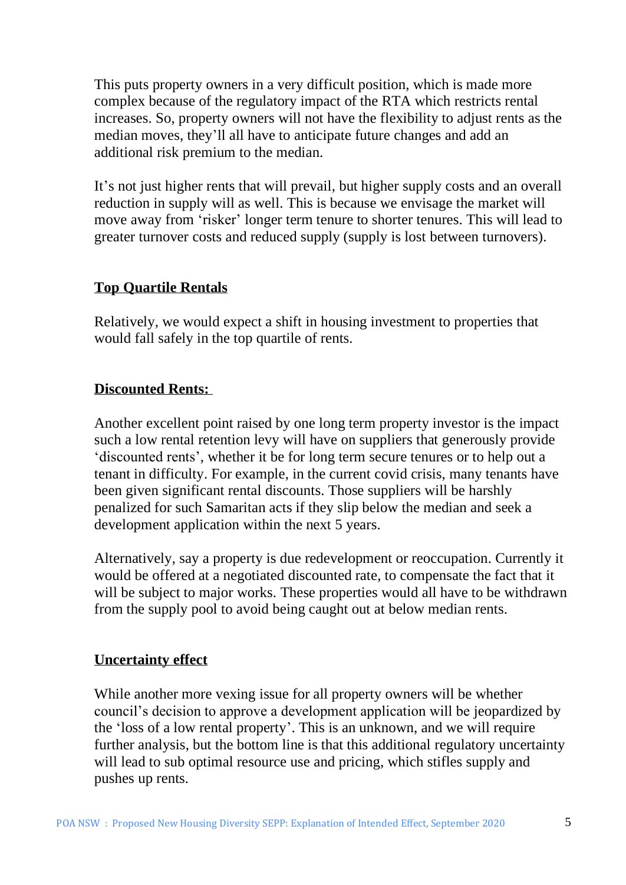This puts property owners in a very difficult position, which is made more complex because of the regulatory impact of the RTA which restricts rental increases. So, property owners will not have the flexibility to adjust rents as the median moves, they'll all have to anticipate future changes and add an additional risk premium to the median.

It's not just higher rents that will prevail, but higher supply costs and an overall reduction in supply will as well. This is because we envisage the market will move away from 'risker' longer term tenure to shorter tenures. This will lead to greater turnover costs and reduced supply (supply is lost between turnovers).

**Top Quartile Rentals**

Relatively, we would expect a shift in housing investment to properties that would fall safely in the top quartile of rents.

**Discounted Rents:**

Another excellent point raised by one long term property investor is the impact such a low rental retention levy will have on suppliers that generously provide 'discounted rents', whether it be for long term secure tenures or to help out a tenant in difficulty. For example, in the current covid crisis, many tenants have been given significant rental discounts. Those suppliers will be harshly penalized for such Samaritan acts if they slip below the median and seek a development application within the next 5 years.

Alternatively, say a property is due redevelopment or reoccupation. Currently it would be offered at a negotiated discounted rate, to compensate the fact that it will be subject to major works. These properties would all have to be withdrawn from the supply pool to avoid being caught out at below median rents.

**Uncertainty effect**

While another more vexing issue for all property owners will be whether council's decision to approve a development application will be jeopardized by the 'loss of a low rental property'. This is an unknown, and we will require further analysis, but the bottom line is that this additional regulatory uncertainty will lead to sub optimal resource use and pricing, which stifles supply and pushes up rents.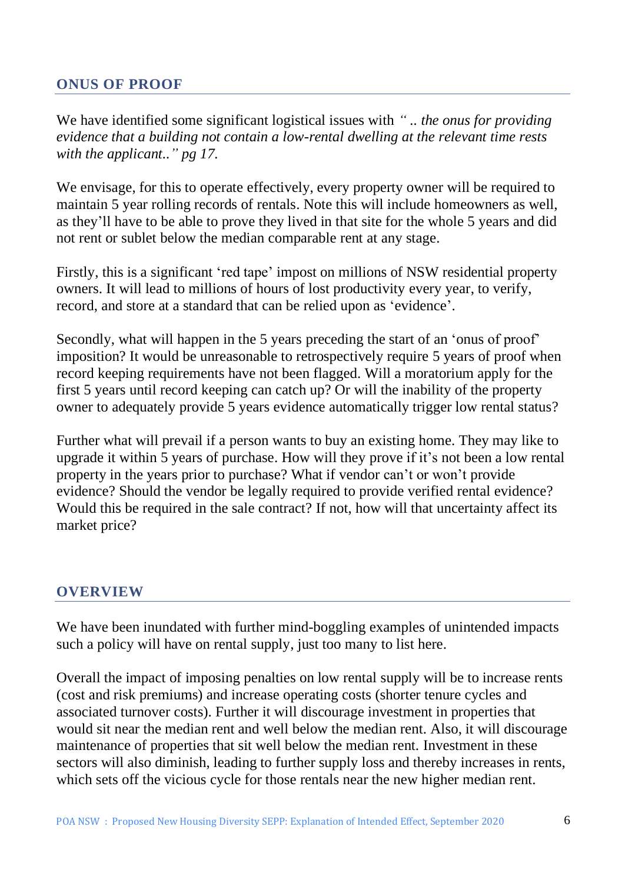## ONUS OF PROOF

We have identified some significant logistical issues with *" .. the onus for providing evidence that a building not contain a low-rental dwelling at the relevant time rests with the applicant.." pg 17.*

We envisage, for this to operate effectively, every property owner will be required to maintain 5 year rolling records of rentals. Note this will include homeowners as well, as they'll have to be able to prove they lived in that site for the whole 5 years and did not rent or sublet below the median comparable rent at any stage.

Firstly, this is a significant 'red tape' impost on millions of NSW residential property owners. It will lead to millions of hours of lost productivity every year, to verify, record, and store at a standard that can be relied upon as 'evidence'.

Secondly, what will happen in the 5 years preceding the start of an 'onus of proof' imposition? It would be unreasonable to retrospectively require 5 years of proof when record keeping requirements have not been flagged. Will a moratorium apply for the first 5 years until record keeping can catch up? Or will the inability of the property owner to adequately provide 5 years evidence automatically trigger low rental status?

Further what will prevail if a person wants to buy an existing home. They may like to upgrade it within 5 years of purchase. How will they prove if it's not been a low rental property in the years prior to purchase? What if vendor can't or won't provide evidence? Should the vendor be legally required to provide verified rental evidence? Would this be required in the sale contract? If not, how will that uncertainty affect its market price?

## OVERVIEW

We have been inundated with further mind-boggling examples of unintended impacts such a policy will have on rental supply, just too many to list here.

Overall the impact of imposing penalties on low rental supply will be to increase rents (cost and risk premiums) and increase operating costs (shorter tenure cycles and associated turnover costs). Further it will discourage investment in properties that would sit near the median rent and well below the median rent. Also, it will discourage maintenance of properties that sit well below the median rent. Investment in these sectors will also diminish, leading to further supply loss and thereby increases in rents, which sets off the vicious cycle for those rentals near the new higher median rent.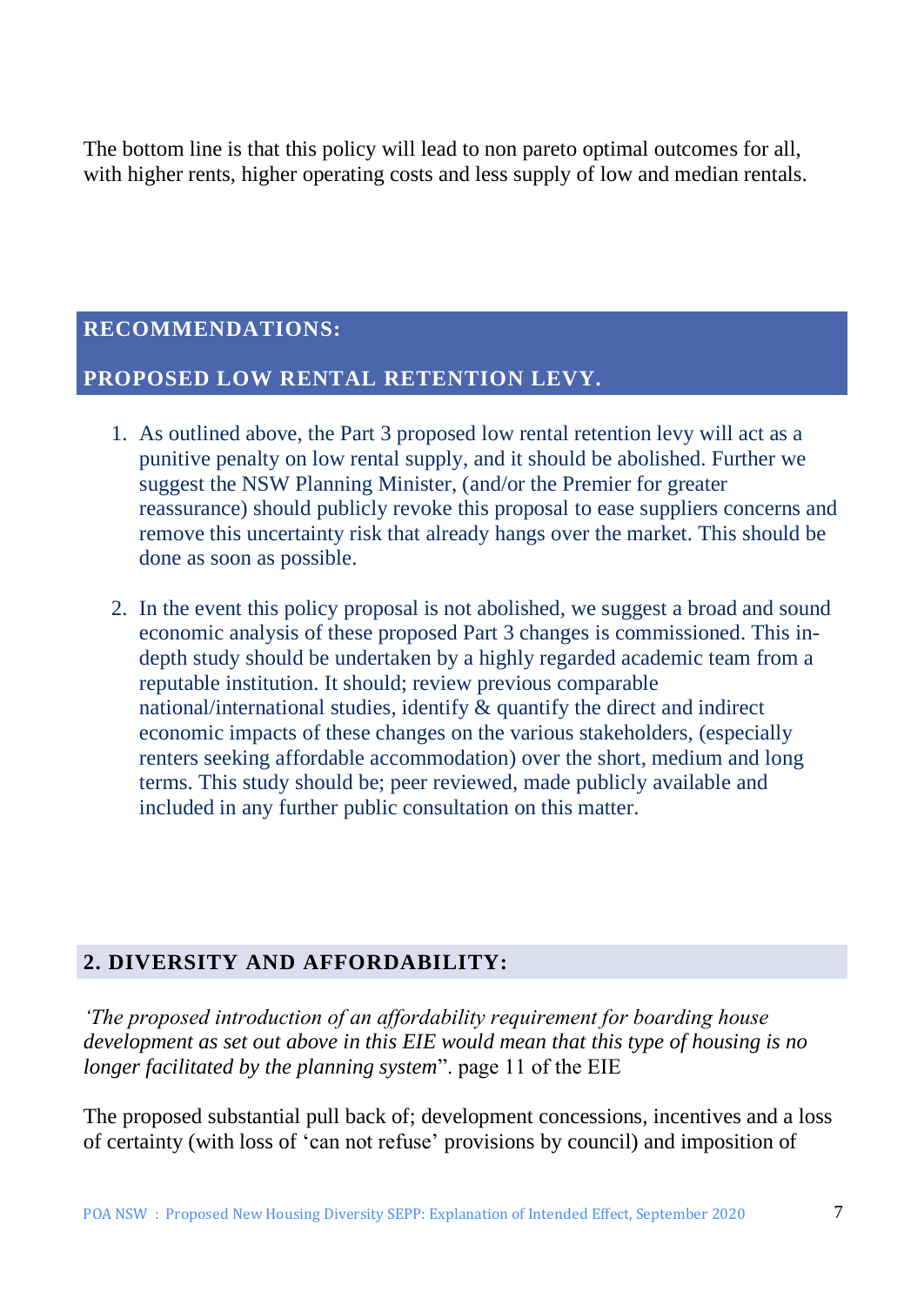The bottom line is that this policy will lead to non pareto optimal outcomes for all, with higher rents, higher operating costs and less supply of low and median rentals.

## RECOMMENDATIONS:

## PROPOSED LOW RENTAL RETENTION LEVY.

1. As outlined above, the Part 3 proposed low rental retention levy will act as a punitive penalty on low rental supply, and it should be abolished. Further we suggest the NSW Planning Minister, (and/or the Premier for greater reassurance) should publicly revoke this proposal to ease suppliers concerns and remove this uncertainty risk that already hangs over the market. This should be done as soon as possible.

2. In the event this policy proposal is not abolished, we suggest a broad and sound economic analysis of these proposed Part 3 changes is commissioned. This in-depth study should be undertaken by a highly regarded academic team from a reputable institution. It should; review previous comparable national/international studies, identify & quantify the direct and indirect economic impacts of these changes on the various stakeholders, (especially renters seeking affordable accommodation) over the short, medium and long terms. This study should be; peer reviewed, made publicly available and included in any further public consultation on this matter.

## 2. DIVERSITY AND AFFORDABILITY:

*'The proposed introduction of an affordability requirement for boarding house development as set out above in this EIE would mean that this type of housing is no longer facilitated by the planning system*". page 11 of the EIE

The proposed substantial pull back of; development concessions, incentives and a loss of certainty (with loss of 'can not refuse' provisions by council) and imposition of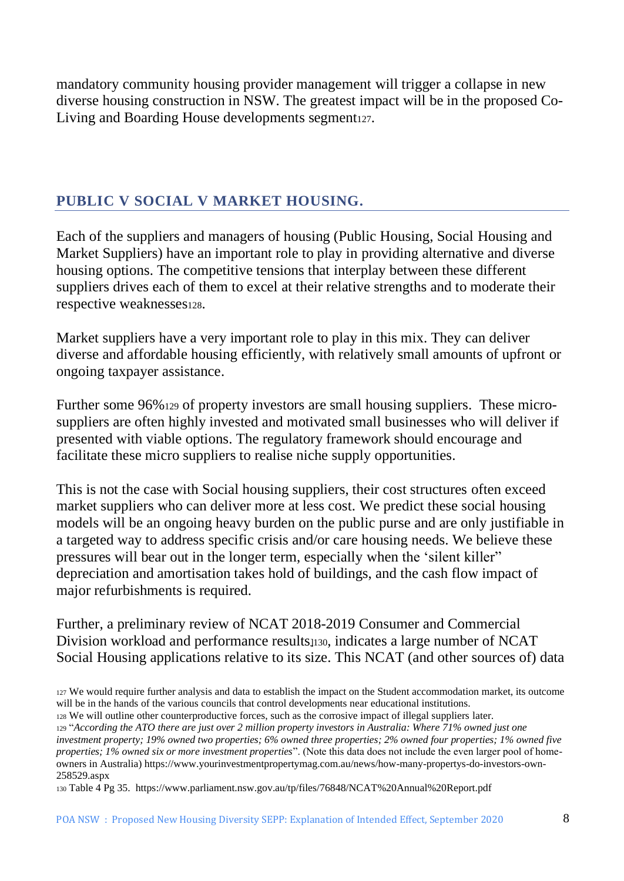mandatory community housing provider management will trigger a collapse in new diverse housing construction in NSW. The greatest impact will be in the proposed Co-Living and Boarding House developments segment[127].

## PUBLIC V SOCIAL V MARKET HOUSING.

Each of the suppliers and managers of housing (Public Housing, Social Housing and Market Suppliers) have an important role to play in providing alternative and diverse housing options. The competitive tensions that interplay between these different suppliers drives each of them to excel at their relative strengths and to moderate their respective weaknesses[128].

Market suppliers have a very important role to play in this mix. They can deliver diverse and affordable housing efficiently, with relatively small amounts of upfront or ongoing taxpayer assistance.

Further some 96%[129] of property investors are small housing suppliers. These micro-suppliers are often highly invested and motivated small businesses who will deliver if presented with viable options. The regulatory framework should encourage and facilitate these micro suppliers to realise niche supply opportunities.

This is not the case with Social housing suppliers, their cost structures often exceed market suppliers who can deliver more at less cost. We predict these social housing models will be an ongoing heavy burden on the public purse and are only justifiable in a targeted way to address specific crisis and/or care housing needs. We believe these pressures will bear out in the longer term, especially when the 'silent killer' depreciation and amortisation takes hold of buildings, and the cash flow impact of major refurbishments is required.

Further, a preliminary review of NCAT 2018-2019 Consumer and Commercial Division workload and performance results][130], indicates a large number of NCAT Social Housing applications relative to its size. This NCAT (and other sources of) data

---

[127] We would require further analysis and data to establish the impact on the Student accommodation market, its outcome will be in the hands of the various councils that control developments near educational institutions.

[128] We will outline other counterproductive forces, such as the corrosive impact of illegal suppliers later.

[129] "*According the ATO there are just over 2 million property investors in Australia: Where 71% owned just one investment property; 19% owned two properties; 6% owned three properties; 2% owned four properties; 1% owned five properties; 1% owned six or more investment properties*". (Note this data does not include the even larger pool of home-owners in Australia) https://www.yourinvestmentpropertymag.com.au/news/how-many-propertys-do-investors-own-258529.aspx

[130] Table 4 Pg 35. https://www.parliament.nsw.gov.au/tp/files/76848/NCAT%20Annual%20Report.pdf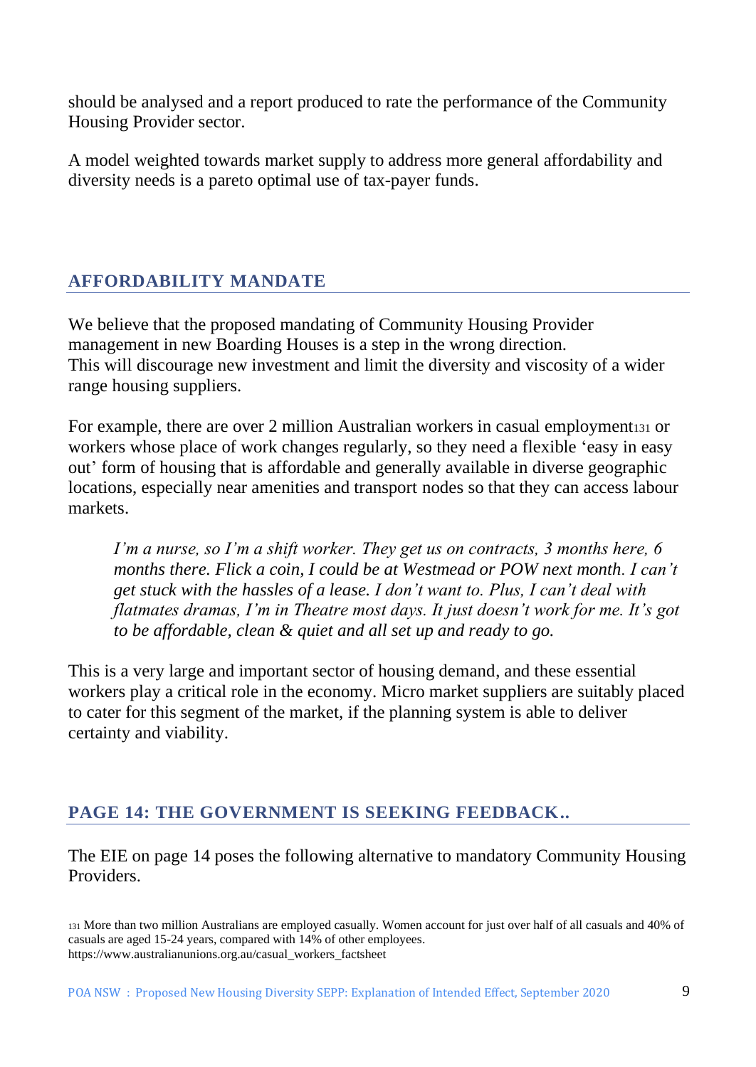should be analysed and a report produced to rate the performance of the Community Housing Provider sector.

A model weighted towards market supply to address more general affordability and diversity needs is a pareto optimal use of tax-payer funds.

## AFFORDABILITY MANDATE

We believe that the proposed mandating of Community Housing Provider management in new Boarding Houses is a step in the wrong direction. This will discourage new investment and limit the diversity and viscosity of a wider range housing suppliers.

For example, there are over 2 million Australian workers in casual employment[131] or workers whose place of work changes regularly, so they need a flexible 'easy in easy out' form of housing that is affordable and generally available in diverse geographic locations, especially near amenities and transport nodes so that they can access labour markets.

> *I'm a nurse, so I'm a shift worker. They get us on contracts, 3 months here, 6 months there. Flick a coin, I could be at Westmead or POW next month. I can't get stuck with the hassles of a lease. I don't want to. Plus, I can't deal with flatmates dramas, I'm in Theatre most days. It just doesn't work for me. It's got to be affordable, clean & quiet and all set up and ready to go.*

This is a very large and important sector of housing demand, and these essential workers play a critical role in the economy. Micro market suppliers are suitably placed to cater for this segment of the market, if the planning system is able to deliver certainty and viability.

## PAGE 14: THE GOVERNMENT IS SEEKING FEEDBACK..

The EIE on page 14 poses the following alternative to mandatory Community Housing Providers.

[131] More than two million Australians are employed casually. Women account for just over half of all casuals and 40% of casuals are aged 15-24 years, compared with 14% of other employees. https://www.australianunions.org.au/casual_workers_factsheet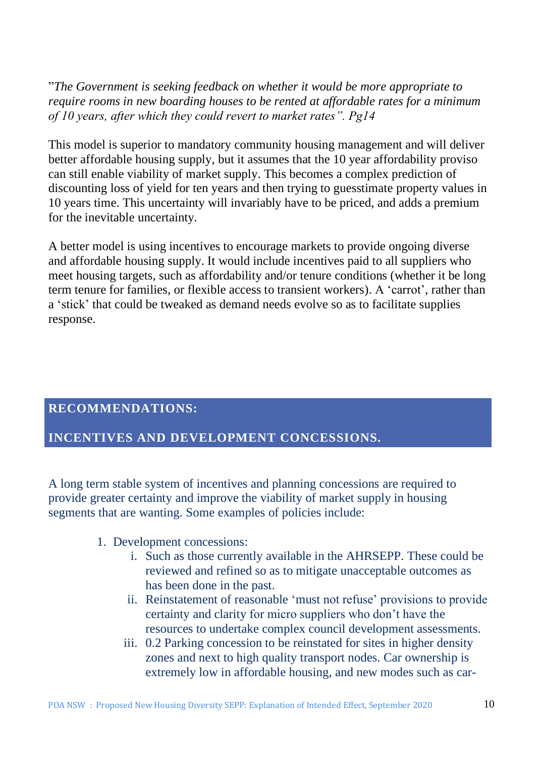"*The Government is seeking feedback on whether it would be more appropriate to require rooms in new boarding houses to be rented at affordable rates for a minimum of 10 years, after which they could revert to market rates". Pg14*

This model is superior to mandatory community housing management and will deliver better affordable housing supply, but it assumes that the 10 year affordability proviso can still enable viability of market supply. This becomes a complex prediction of discounting loss of yield for ten years and then trying to guesstimate property values in 10 years time. This uncertainty will invariably have to be priced, and adds a premium for the inevitable uncertainty.

A better model is using incentives to encourage markets to provide ongoing diverse and affordable housing supply. It would include incentives paid to all suppliers who meet housing targets, such as affordability and/or tenure conditions (whether it be long term tenure for families, or flexible access to transient workers). A 'carrot', rather than a 'stick' that could be tweaked as demand needs evolve so as to facilitate supplies response.

## RECOMMENDATIONS:

## INCENTIVES AND DEVELOPMENT CONCESSIONS.

A long term stable system of incentives and planning concessions are required to provide greater certainty and improve the viability of market supply in housing segments that are wanting. Some examples of policies include:

1. Development concessions:
   i. Such as those currently available in the AHRSEPP. These could be reviewed and refined so as to mitigate unacceptable outcomes as has been done in the past.
   ii. Reinstatement of reasonable 'must not refuse' provisions to provide certainty and clarity for micro suppliers who don't have the resources to undertake complex council development assessments.
   iii. 0.2 Parking concession to be reinstated for sites in higher density zones and next to high quality transport nodes. Car ownership is extremely low in affordable housing, and new modes such as car-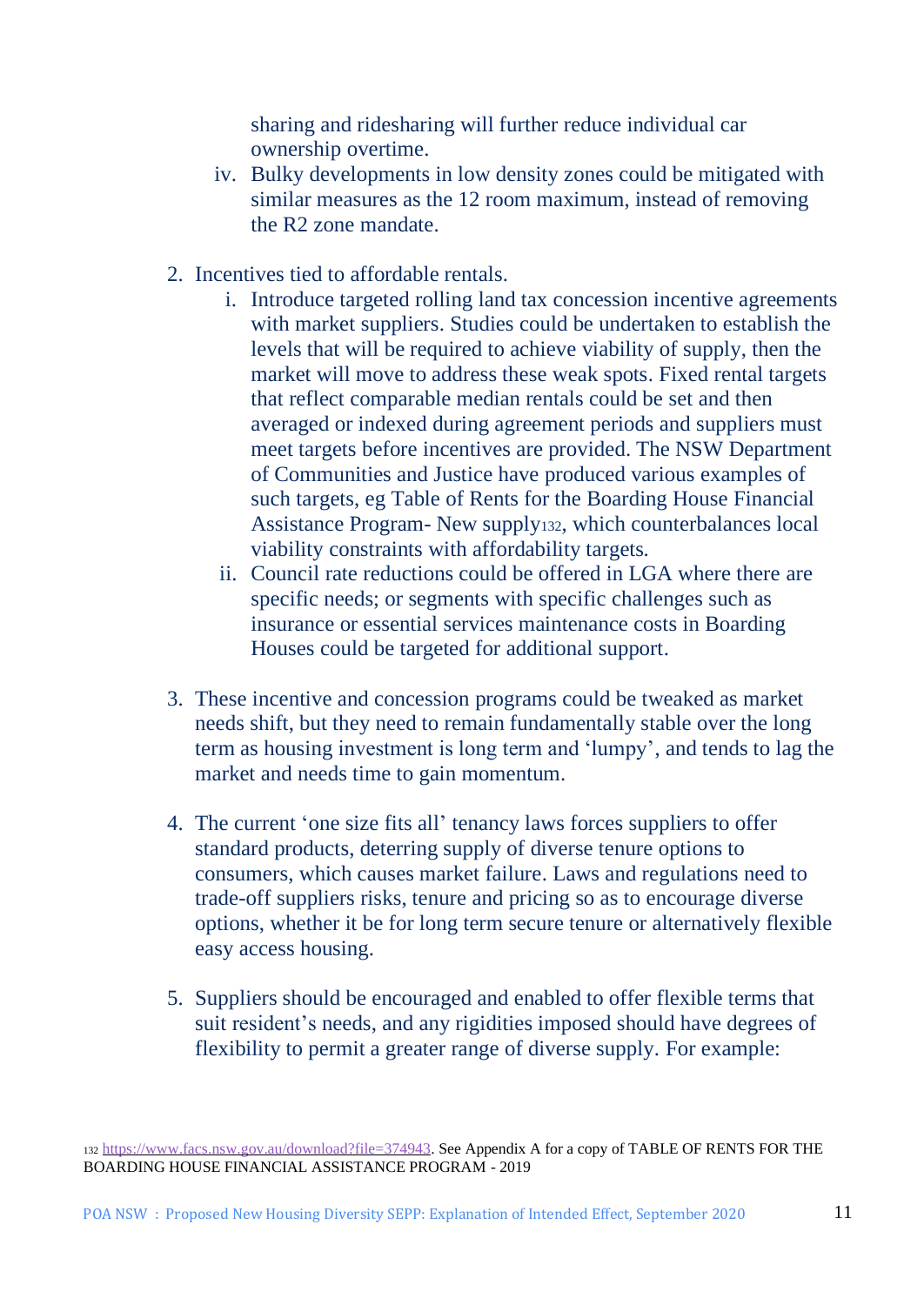sharing and ridesharing will further reduce individual car ownership overtime.

iv. Bulky developments in low density zones could be mitigated with similar measures as the 12 room maximum, instead of removing the R2 zone mandate.

2. Incentives tied to affordable rentals.
   i. Introduce targeted rolling land tax concession incentive agreements with market suppliers. Studies could be undertaken to establish the levels that will be required to achieve viability of supply, then the market will move to address these weak spots. Fixed rental targets that reflect comparable median rentals could be set and then averaged or indexed during agreement periods and suppliers must meet targets before incentives are provided. The NSW Department of Communities and Justice have produced various examples of such targets, eg Table of Rents for the Boarding House Financial Assistance Program- New supply[132], which counterbalances local viability constraints with affordability targets.
   ii. Council rate reductions could be offered in LGA where there are specific needs; or segments with specific challenges such as insurance or essential services maintenance costs in Boarding Houses could be targeted for additional support.

3. These incentive and concession programs could be tweaked as market needs shift, but they need to remain fundamentally stable over the long term as housing investment is long term and 'lumpy', and tends to lag the market and needs time to gain momentum.

4. The current 'one size fits all' tenancy laws forces suppliers to offer standard products, deterring supply of diverse tenure options to consumers, which causes market failure. Laws and regulations need to trade-off suppliers risks, tenure and pricing so as to encourage diverse options, whether it be for long term secure tenure or alternatively flexible easy access housing.

5. Suppliers should be encouraged and enabled to offer flexible terms that suit resident's needs, and any rigidities imposed should have degrees of flexibility to permit a greater range of diverse supply. For example:

---

[132] https://www.facs.nsw.gov.au/download?file=374943. See Appendix A for a copy of TABLE OF RENTS FOR THE BOARDING HOUSE FINANCIAL ASSISTANCE PROGRAM - 2019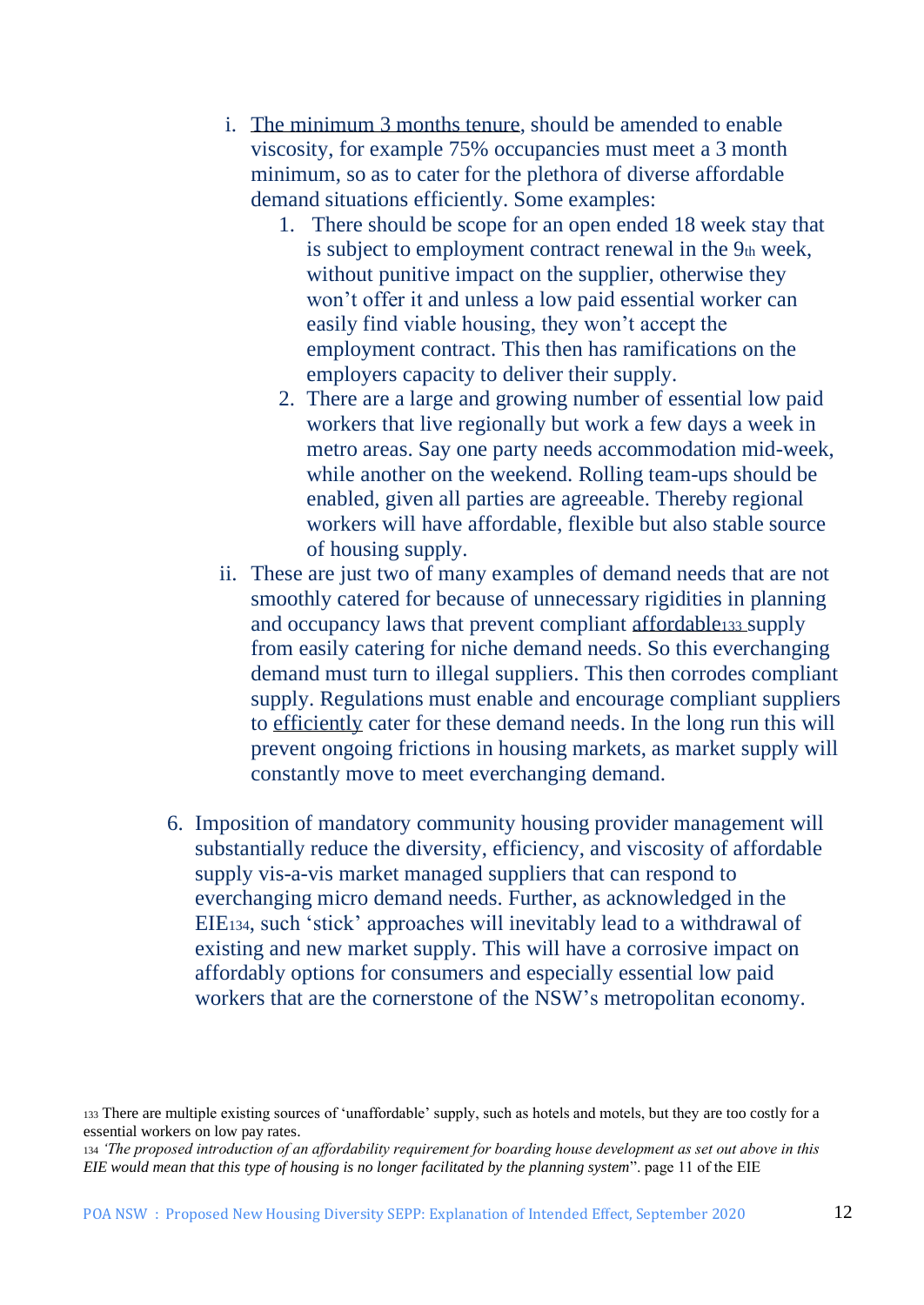i. The minimum 3 months tenure, should be amended to enable viscosity, for example 75% occupancies must meet a 3 month minimum, so as to cater for the plethora of diverse affordable demand situations efficiently. Some examples:
    1. There should be scope for an open ended 18 week stay that is subject to employment contract renewal in the 9th week, without punitive impact on the supplier, otherwise they won't offer it and unless a low paid essential worker can easily find viable housing, they won't accept the employment contract. This then has ramifications on the employers capacity to deliver their supply.
    2. There are a large and growing number of essential low paid workers that live regionally but work a few days a week in metro areas. Say one party needs accommodation mid-week, while another on the weekend. Rolling team-ups should be enabled, given all parties are agreeable. Thereby regional workers will have affordable, flexible but also stable source of housing supply.

ii. These are just two of many examples of demand needs that are not smoothly catered for because of unnecessary rigidities in planning and occupancy laws that prevent compliant affordable[133] supply from easily catering for niche demand needs. So this everchanging demand must turn to illegal suppliers. This then corrodes compliant supply. Regulations must enable and encourage compliant suppliers to efficiently cater for these demand needs. In the long run this will prevent ongoing frictions in housing markets, as market supply will constantly move to meet everchanging demand.

6. Imposition of mandatory community housing provider management will substantially reduce the diversity, efficiency, and viscosity of affordable supply vis-a-vis market managed suppliers that can respond to everchanging micro demand needs. Further, as acknowledged in the EIE[134], such 'stick' approaches will inevitably lead to a withdrawal of existing and new market supply. This will have a corrosive impact on affordably options for consumers and especially essential low paid workers that are the cornerstone of the NSW's metropolitan economy.

[133] There are multiple existing sources of 'unaffordable' supply, such as hotels and motels, but they are too costly for a essential workers on low pay rates.

[134] *'The proposed introduction of an affordability requirement for boarding house development as set out above in this EIE would mean that this type of housing is no longer facilitated by the planning system*". page 11 of the EIE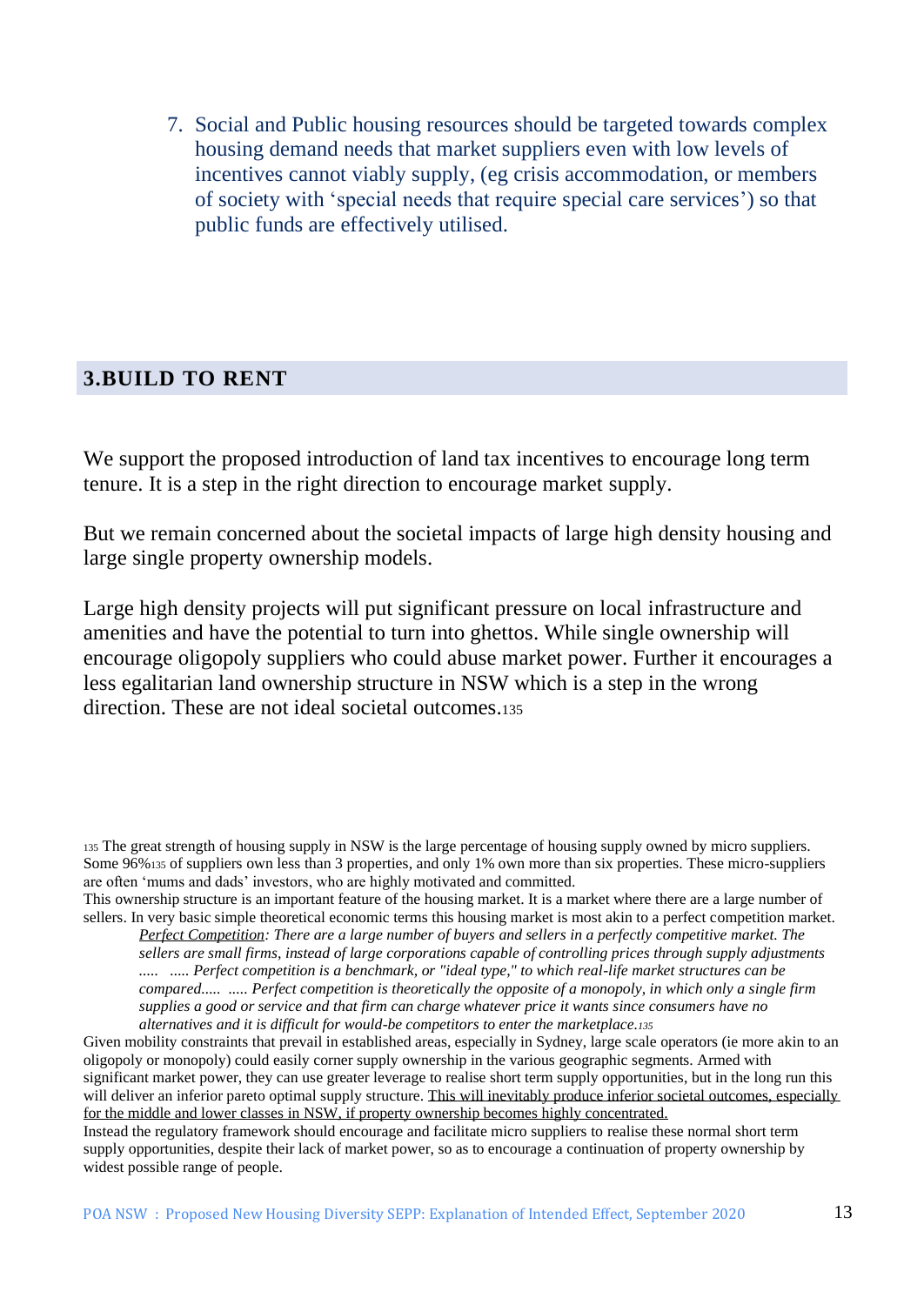7. Social and Public housing resources should be targeted towards complex housing demand needs that market suppliers even with low levels of incentives cannot viably supply, (eg crisis accommodation, or members of society with 'special needs that require special care services') so that public funds are effectively utilised.

## 3.BUILD TO RENT

We support the proposed introduction of land tax incentives to encourage long term tenure. It is a step in the right direction to encourage market supply.

But we remain concerned about the societal impacts of large high density housing and large single property ownership models.

Large high density projects will put significant pressure on local infrastructure and amenities and have the potential to turn into ghettos. While single ownership will encourage oligopoly suppliers who could abuse market power. Further it encourages a less egalitarian land ownership structure in NSW which is a step in the wrong direction. These are not ideal societal outcomes.[135]

---

[135] The great strength of housing supply in NSW is the large percentage of housing supply owned by micro suppliers. Some 96%[135] of suppliers own less than 3 properties, and only 1% own more than six properties. These micro-suppliers are often 'mums and dads' investors, who are highly motivated and committed.
This ownership structure is an important feature of the housing market. It is a market where there are a large number of sellers. In very basic simple theoretical economic terms this housing market is most akin to a perfect competition market.

> *<u>Perfect Competition</u>: There are a large number of buyers and sellers in a perfectly competitive market. The sellers are small firms, instead of large corporations capable of controlling prices through supply adjustments ..... ..... Perfect competition is a benchmark, or "ideal type," to which real-life market structures can be compared..... ..... Perfect competition is theoretically the opposite of a monopoly, in which only a single firm supplies a good or service and that firm can charge whatever price it wants since consumers have no alternatives and it is difficult for would-be competitors to enter the marketplace.*[135]

Given mobility constraints that prevail in established areas, especially in Sydney, large scale operators (ie more akin to an oligopoly or monopoly) could easily corner supply ownership in the various geographic segments. Armed with significant market power, they can use greater leverage to realise short term supply opportunities, but in the long run this will deliver an inferior pareto optimal supply structure. <u>This will inevitably produce inferior societal outcomes, especially for the middle and lower classes in NSW, if property ownership becomes highly concentrated.</u>
Instead the regulatory framework should encourage and facilitate micro suppliers to realise these normal short term supply opportunities, despite their lack of market power, so as to encourage a continuation of property ownership by widest possible range of people.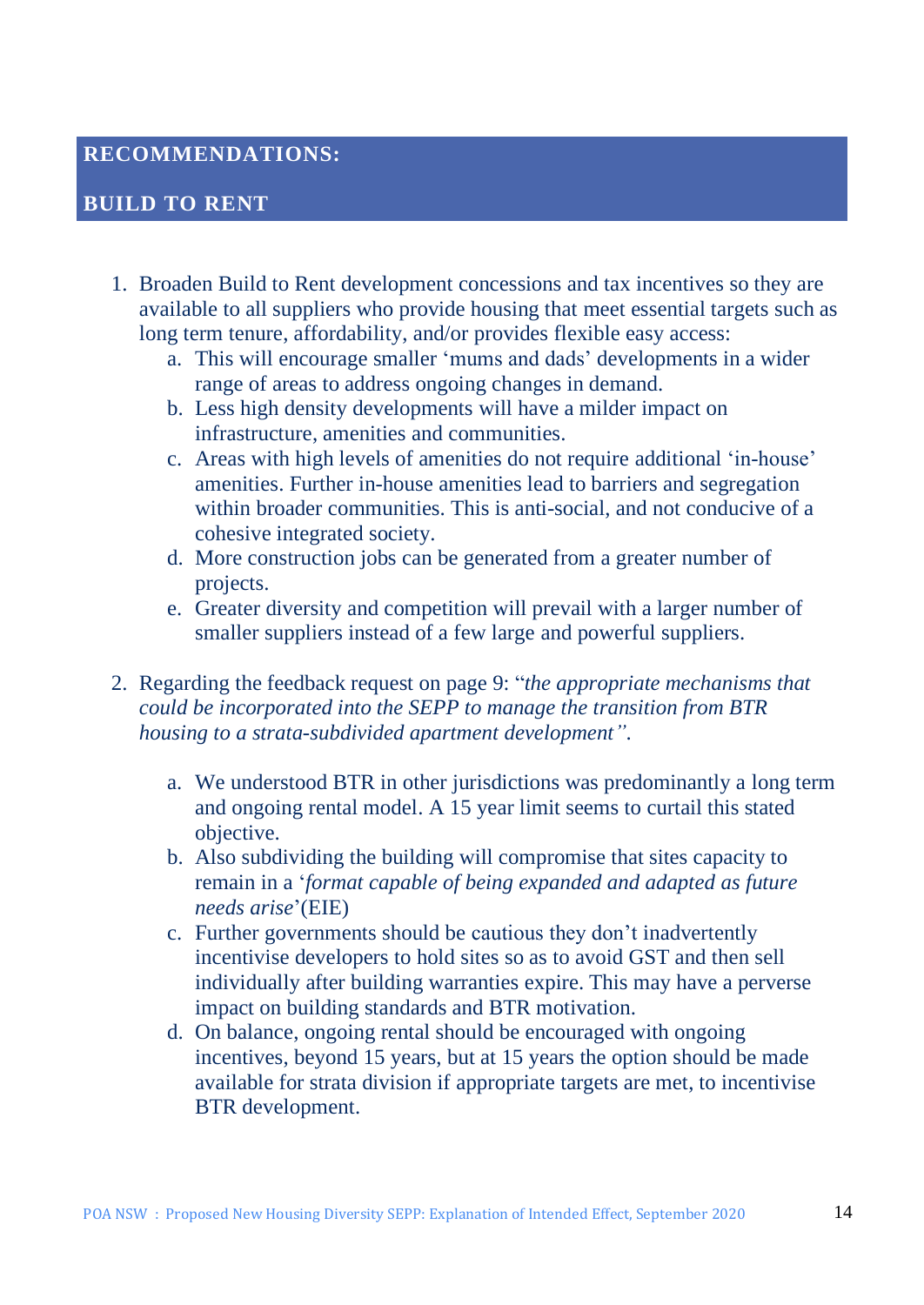## RECOMMENDATIONS:

## BUILD TO RENT

1. Broaden Build to Rent development concessions and tax incentives so they are available to all suppliers who provide housing that meet essential targets such as long term tenure, affordability, and/or provides flexible easy access:
    a. This will encourage smaller 'mums and dads' developments in a wider range of areas to address ongoing changes in demand.
    b. Less high density developments will have a milder impact on infrastructure, amenities and communities.
    c. Areas with high levels of amenities do not require additional 'in-house' amenities. Further in-house amenities lead to barriers and segregation within broader communities. This is anti-social, and not conducive of a cohesive integrated society.
    d. More construction jobs can be generated from a greater number of projects.
    e. Greater diversity and competition will prevail with a larger number of smaller suppliers instead of a few large and powerful suppliers.

2. Regarding the feedback request on page 9: "*the appropriate mechanisms that could be incorporated into the SEPP to manage the transition from BTR housing to a strata-subdivided apartment development*".

    a. We understood BTR in other jurisdictions was predominantly a long term and ongoing rental model. A 15 year limit seems to curtail this stated objective.
    b. Also subdividing the building will compromise that sites capacity to remain in a '*format capable of being expanded and adapted as future needs arise*'(EIE)
    c. Further governments should be cautious they don't inadvertently incentivise developers to hold sites so as to avoid GST and then sell individually after building warranties expire. This may have a perverse impact on building standards and BTR motivation.
    d. On balance, ongoing rental should be encouraged with ongoing incentives, beyond 15 years, but at 15 years the option should be made available for strata division if appropriate targets are met, to incentivise BTR development.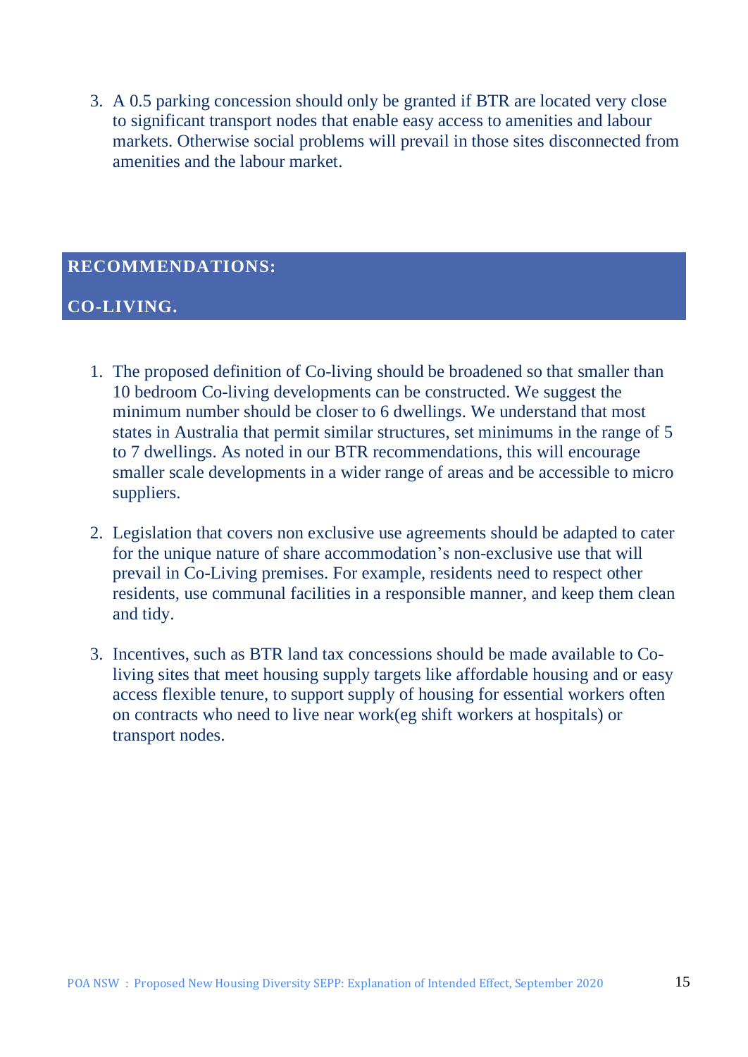3. A 0.5 parking concession should only be granted if BTR are located very close to significant transport nodes that enable easy access to amenities and labour markets. Otherwise social problems will prevail in those sites disconnected from amenities and the labour market.

## RECOMMENDATIONS:

## CO-LIVING.

1. The proposed definition of Co-living should be broadened so that smaller than 10 bedroom Co-living developments can be constructed. We suggest the minimum number should be closer to 6 dwellings. We understand that most states in Australia that permit similar structures, set minimums in the range of 5 to 7 dwellings. As noted in our BTR recommendations, this will encourage smaller scale developments in a wider range of areas and be accessible to micro suppliers.

2. Legislation that covers non exclusive use agreements should be adapted to cater for the unique nature of share accommodation's non-exclusive use that will prevail in Co-Living premises. For example, residents need to respect other residents, use communal facilities in a responsible manner, and keep them clean and tidy.

3. Incentives, such as BTR land tax concessions should be made available to Co-living sites that meet housing supply targets like affordable housing and or easy access flexible tenure, to support supply of housing for essential workers often on contracts who need to live near work(eg shift workers at hospitals) or transport nodes.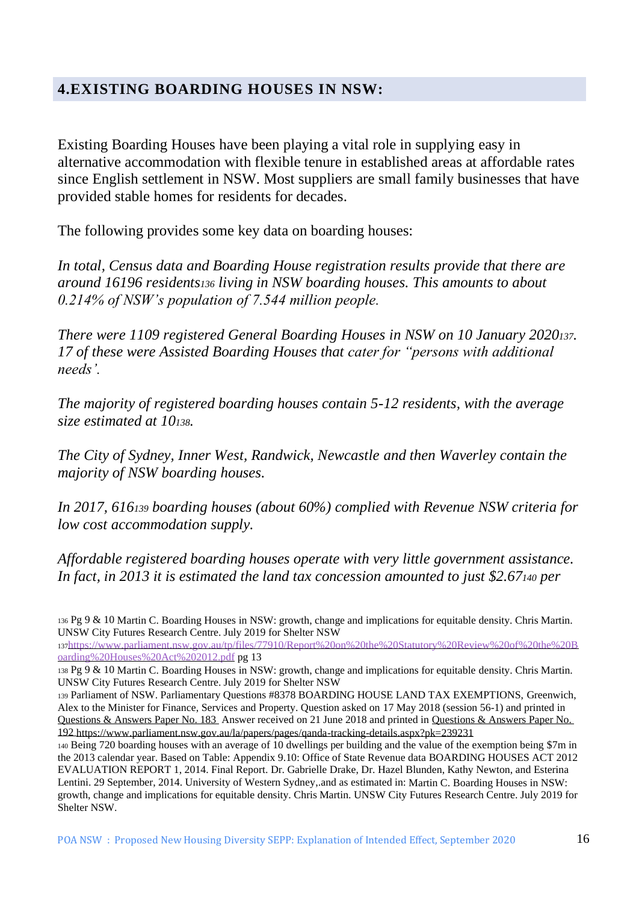## 4.EXISTING BOARDING HOUSES IN NSW:

Existing Boarding Houses have been playing a vital role in supplying easy in alternative accommodation with flexible tenure in established areas at affordable rates since English settlement in NSW. Most suppliers are small family businesses that have provided stable homes for residents for decades.

The following provides some key data on boarding houses:

*In total, Census data and Boarding House registration results provide that there are around 16196 residents[136] living in NSW boarding houses. This amounts to about 0.214% of NSW's population of 7.544 million people.*

*There were 1109 registered General Boarding Houses in NSW on 10 January 2020[137]. 17 of these were Assisted Boarding Houses that cater for "persons with additional needs'.*

*The majority of registered boarding houses contain 5-12 residents, with the average size estimated at 10[138].*

*The City of Sydney, Inner West, Randwick, Newcastle and then Waverley contain the majority of NSW boarding houses.*

*In 2017, 616[139] boarding houses (about 60%) complied with Revenue NSW criteria for low cost accommodation supply.*

*Affordable registered boarding houses operate with very little government assistance. In fact, in 2013 it is estimated the land tax concession amounted to just $2.67[140] per*

---

[136] Pg 9 & 10 Martin C. Boarding Houses in NSW: growth, change and implications for equitable density. Chris Martin. UNSW City Futures Research Centre. July 2019 for Shelter NSW

[137] https://www.parliament.nsw.gov.au/tp/files/77910/Report%20on%20the%20Statutory%20Review%20of%20the%20Boarding%20Houses%20Act%202012.pdf pg 13

[138] Pg 9 & 10 Martin C. Boarding Houses in NSW: growth, change and implications for equitable density. Chris Martin. UNSW City Futures Research Centre. July 2019 for Shelter NSW

[139] Parliament of NSW. Parliamentary Questions #8378 BOARDING HOUSE LAND TAX EXEMPTIONS, Greenwich, Alex to the Minister for Finance, Services and Property. Question asked on 17 May 2018 (session 56-1) and printed in Questions & Answers Paper No. 183 Answer received on 21 June 2018 and printed in Questions & Answers Paper No. 192 https://www.parliament.nsw.gov.au/la/papers/pages/qanda-tracking-details.aspx?pk=239231

[140] Being 720 boarding houses with an average of 10 dwellings per building and the value of the exemption being $7m in the 2013 calendar year. Based on Table: Appendix 9.10: Office of State Revenue data BOARDING HOUSES ACT 2012 EVALUATION REPORT 1, 2014. Final Report. Dr. Gabrielle Drake, Dr. Hazel Blunden, Kathy Newton, and Esterina Lentini. 29 September, 2014. University of Western Sydney,.and as estimated in: Martin C. Boarding Houses in NSW: growth, change and implications for equitable density. Chris Martin. UNSW City Futures Research Centre. July 2019 for Shelter NSW.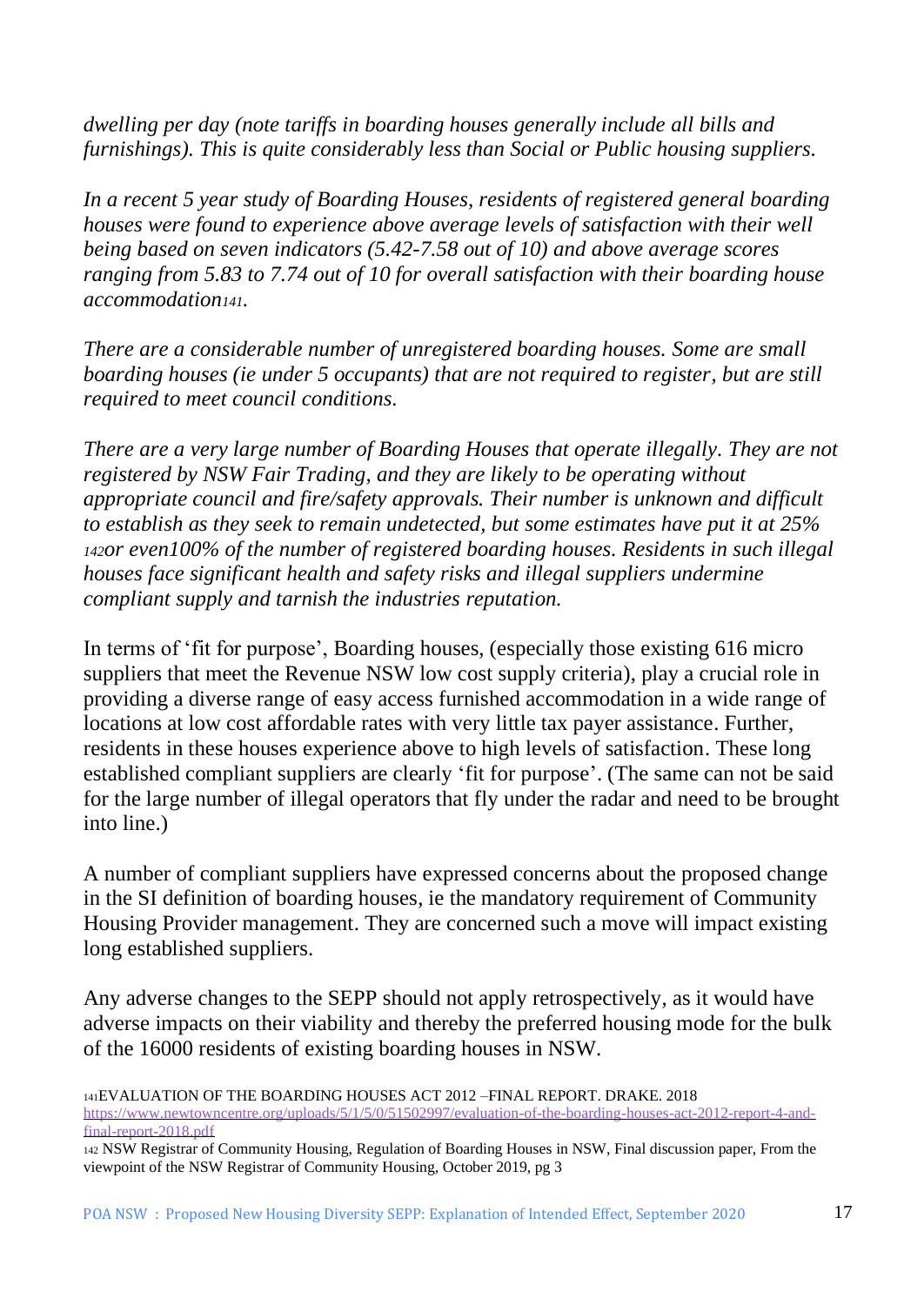*dwelling per day (note tariffs in boarding houses generally include all bills and furnishings). This is quite considerably less than Social or Public housing suppliers.*

*In a recent 5 year study of Boarding Houses, residents of registered general boarding houses were found to experience above average levels of satisfaction with their well being based on seven indicators (5.42-7.58 out of 10) and above average scores ranging from 5.83 to 7.74 out of 10 for overall satisfaction with their boarding house accommodation*[141]*.*

*There are a considerable number of unregistered boarding houses. Some are small boarding houses (ie under 5 occupants) that are not required to register, but are still required to meet council conditions.*

*There are a very large number of Boarding Houses that operate illegally. They are not registered by NSW Fair Trading, and they are likely to be operating without appropriate council and fire/safety approvals. Their number is unknown and difficult to establish as they seek to remain undetected, but some estimates have put it at 25%* [142]*or even100% of the number of registered boarding houses. Residents in such illegal houses face significant health and safety risks and illegal suppliers undermine compliant supply and tarnish the industries reputation.*

In terms of 'fit for purpose', Boarding houses, (especially those existing 616 micro suppliers that meet the Revenue NSW low cost supply criteria), play a crucial role in providing a diverse range of easy access furnished accommodation in a wide range of locations at low cost affordable rates with very little tax payer assistance. Further, residents in these houses experience above to high levels of satisfaction. These long established compliant suppliers are clearly 'fit for purpose'. (The same can not be said for the large number of illegal operators that fly under the radar and need to be brought into line.)

A number of compliant suppliers have expressed concerns about the proposed change in the SI definition of boarding houses, ie the mandatory requirement of Community Housing Provider management. They are concerned such a move will impact existing long established suppliers.

Any adverse changes to the SEPP should not apply retrospectively, as it would have adverse impacts on their viability and thereby the preferred housing mode for the bulk of the 16000 residents of existing boarding houses in NSW.

[141]EVALUATION OF THE BOARDING HOUSES ACT 2012 –FINAL REPORT. DRAKE. 2018 https://www.newtowncentre.org/uploads/5/1/5/0/51502997/evaluation-of-the-boarding-houses-act-2012-report-4-and-final-report-2018.pdf

[142] NSW Registrar of Community Housing, Regulation of Boarding Houses in NSW, Final discussion paper, From the viewpoint of the NSW Registrar of Community Housing, October 2019, pg 3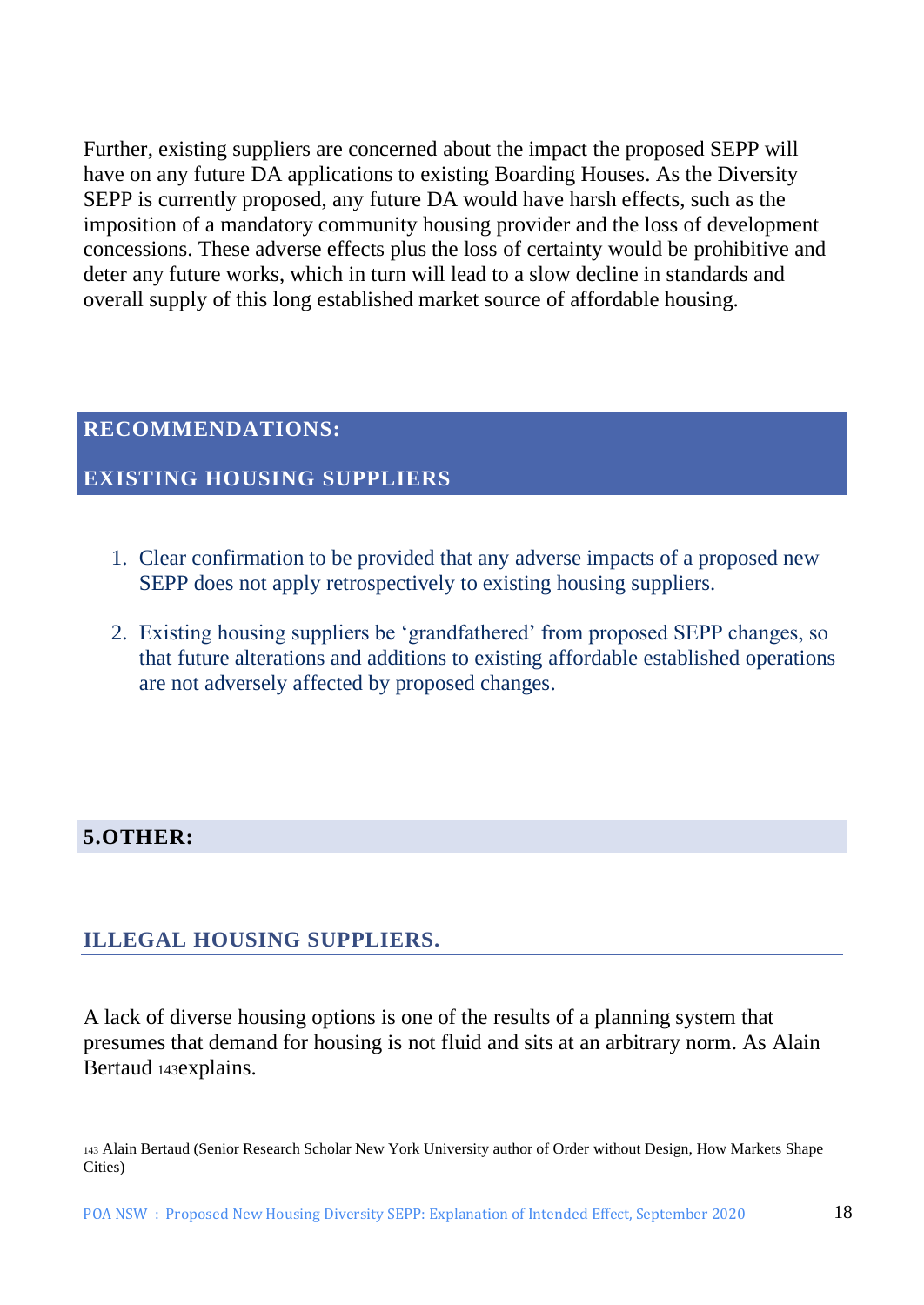Further, existing suppliers are concerned about the impact the proposed SEPP will have on any future DA applications to existing Boarding Houses. As the Diversity SEPP is currently proposed, any future DA would have harsh effects, such as the imposition of a mandatory community housing provider and the loss of development concessions. These adverse effects plus the loss of certainty would be prohibitive and deter any future works, which in turn will lead to a slow decline in standards and overall supply of this long established market source of affordable housing.

## RECOMMENDATIONS:

## EXISTING HOUSING SUPPLIERS

1. Clear confirmation to be provided that any adverse impacts of a proposed new SEPP does not apply retrospectively to existing housing suppliers.
2. Existing housing suppliers be 'grandfathered' from proposed SEPP changes, so that future alterations and additions to existing affordable established operations are not adversely affected by proposed changes.

## 5.OTHER:

### ILLEGAL HOUSING SUPPLIERS.

A lack of diverse housing options is one of the results of a planning system that presumes that demand for housing is not fluid and sits at an arbitrary norm. As Alain Bertaud [143]explains.

[143] Alain Bertaud (Senior Research Scholar New York University author of Order without Design, How Markets Shape Cities)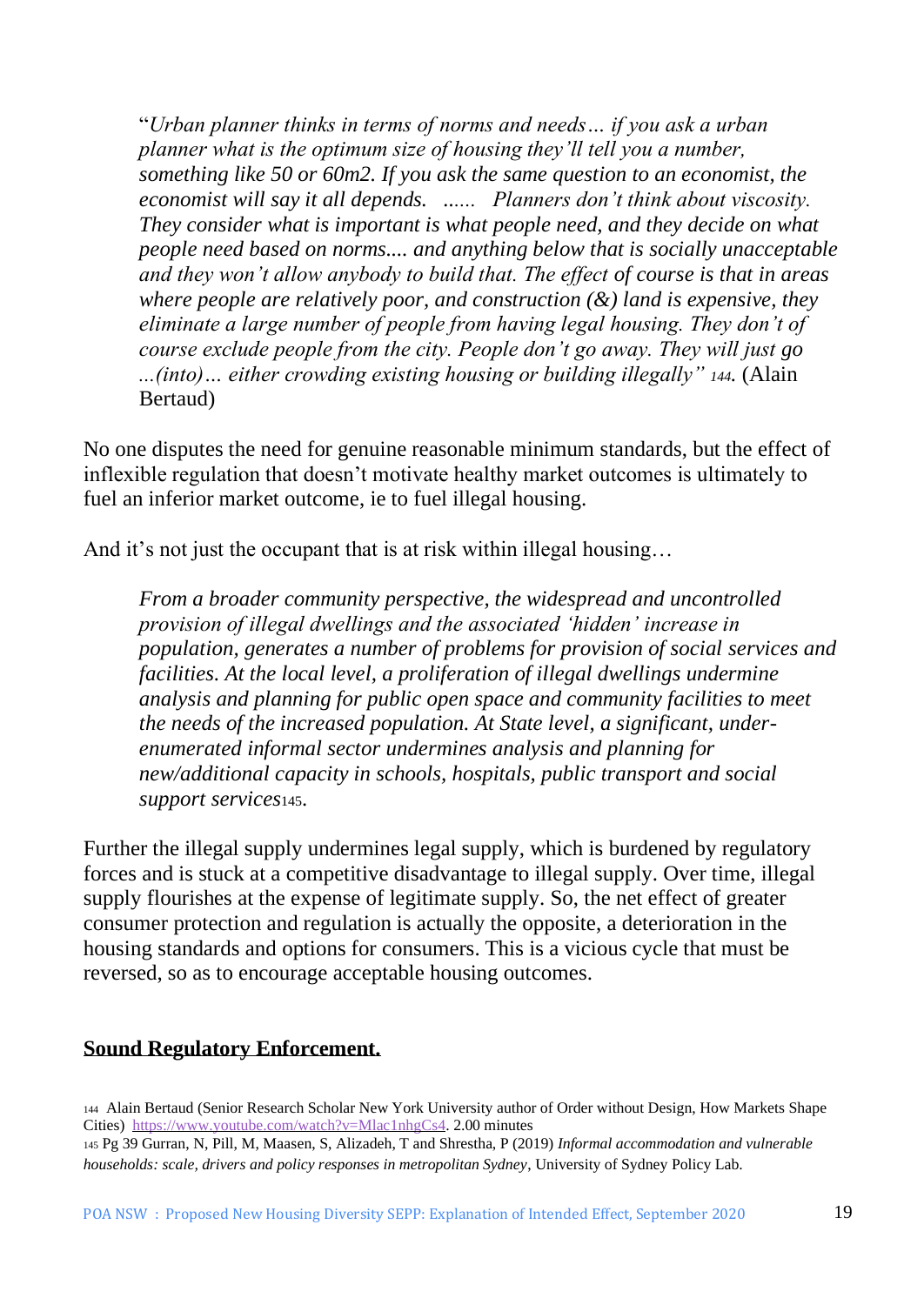> "*Urban planner thinks in terms of norms and needs… if you ask a urban planner what is the optimum size of housing they'll tell you a number, something like 50 or 60m2. If you ask the same question to an economist, the economist will say it all depends. ...... Planners don't think about viscosity. They consider what is important is what people need, and they decide on what people need based on norms.... and anything below that is socially unacceptable and they won't allow anybody to build that. The effect of course is that in areas where people are relatively poor, and construction (&) land is expensive, they eliminate a large number of people from having legal housing. They don't of course exclude people from the city. People don't go away. They will just go ...(into)… either crowding existing housing or building illegally"* [144]. (Alain Bertaud)

No one disputes the need for genuine reasonable minimum standards, but the effect of inflexible regulation that doesn't motivate healthy market outcomes is ultimately to fuel an inferior market outcome, ie to fuel illegal housing.

And it's not just the occupant that is at risk within illegal housing…

> *From a broader community perspective, the widespread and uncontrolled provision of illegal dwellings and the associated 'hidden' increase in population, generates a number of problems for provision of social services and facilities. At the local level, a proliferation of illegal dwellings undermine analysis and planning for public open space and community facilities to meet the needs of the increased population. At State level, a significant, under-enumerated informal sector undermines analysis and planning for new/additional capacity in schools, hospitals, public transport and social support services*[145].

Further the illegal supply undermines legal supply, which is burdened by regulatory forces and is stuck at a competitive disadvantage to illegal supply. Over time, illegal supply flourishes at the expense of legitimate supply. So, the net effect of greater consumer protection and regulation is actually the opposite, a deterioration in the housing standards and options for consumers. This is a vicious cycle that must be reversed, so as to encourage acceptable housing outcomes.

**Sound Regulatory Enforcement.**

[144] Alain Bertaud (Senior Research Scholar New York University author of Order without Design, How Markets Shape Cities) https://www.youtube.com/watch?v=Mlac1nhgCs4. 2.00 minutes

[145] Pg 39 Gurran, N, Pill, M, Maasen, S, Alizadeh, T and Shrestha, P (2019) *Informal accommodation and vulnerable households: scale, drivers and policy responses in metropolitan Sydney*, University of Sydney Policy Lab.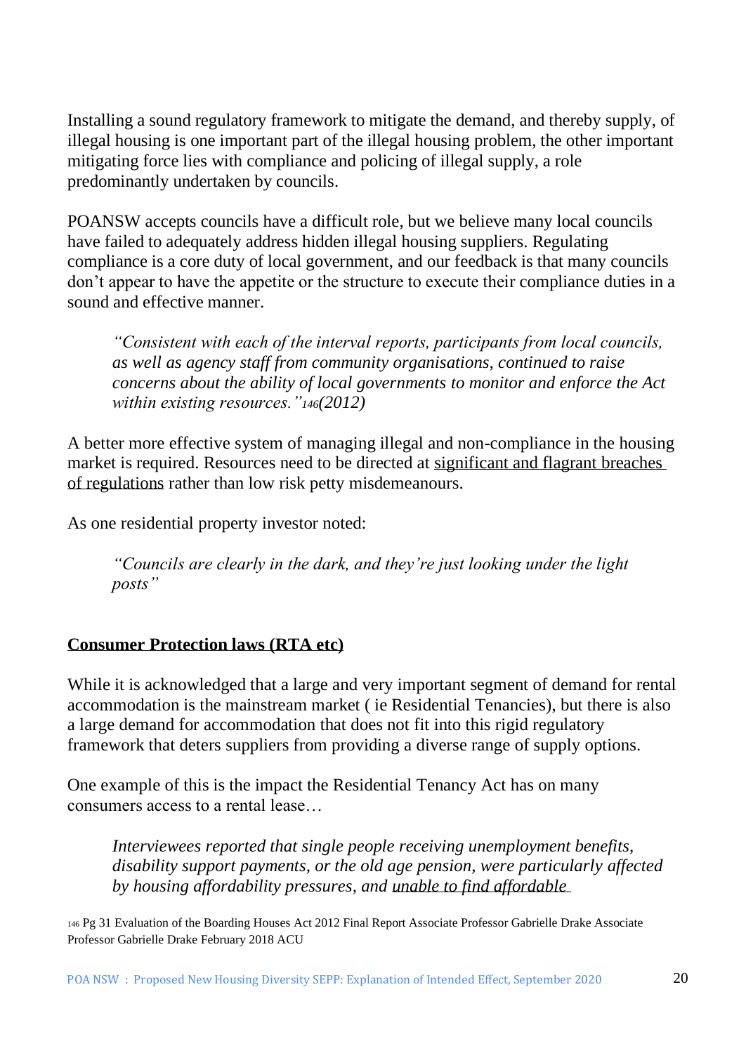Installing a sound regulatory framework to mitigate the demand, and thereby supply, of illegal housing is one important part of the illegal housing problem, the other important mitigating force lies with compliance and policing of illegal supply, a role predominantly undertaken by councils.

POANSW accepts councils have a difficult role, but we believe many local councils have failed to adequately address hidden illegal housing suppliers. Regulating compliance is a core duty of local government, and our feedback is that many councils don't appear to have the appetite or the structure to execute their compliance duties in a sound and effective manner.

> *"Consistent with each of the interval reports, participants from local councils, as well as agency staff from community organisations, continued to raise concerns about the ability of local governments to monitor and enforce the Act within existing resources."*[146]*(2012)*

A better more effective system of managing illegal and non-compliance in the housing market is required. Resources need to be directed at <u>significant and flagrant breaches of regulations</u> rather than low risk petty misdemeanours.

As one residential property investor noted:

> *"Councils are clearly in the dark, and they're just looking under the light posts"*

## <u>Consumer Protection laws (RTA etc)</u>

While it is acknowledged that a large and very important segment of demand for rental accommodation is the mainstream market ( ie Residential Tenancies), but there is also a large demand for accommodation that does not fit into this rigid regulatory framework that deters suppliers from providing a diverse range of supply options.

One example of this is the impact the Residential Tenancy Act has on many consumers access to a rental lease…

> *Interviewees reported that single people receiving unemployment benefits, disability support payments, or the old age pension, were particularly affected by housing affordability pressures, and <u>unable to find affordable</u>*

[146] Pg 31 Evaluation of the Boarding Houses Act 2012 Final Report Associate Professor Gabrielle Drake Associate Professor Gabrielle Drake February 2018 ACU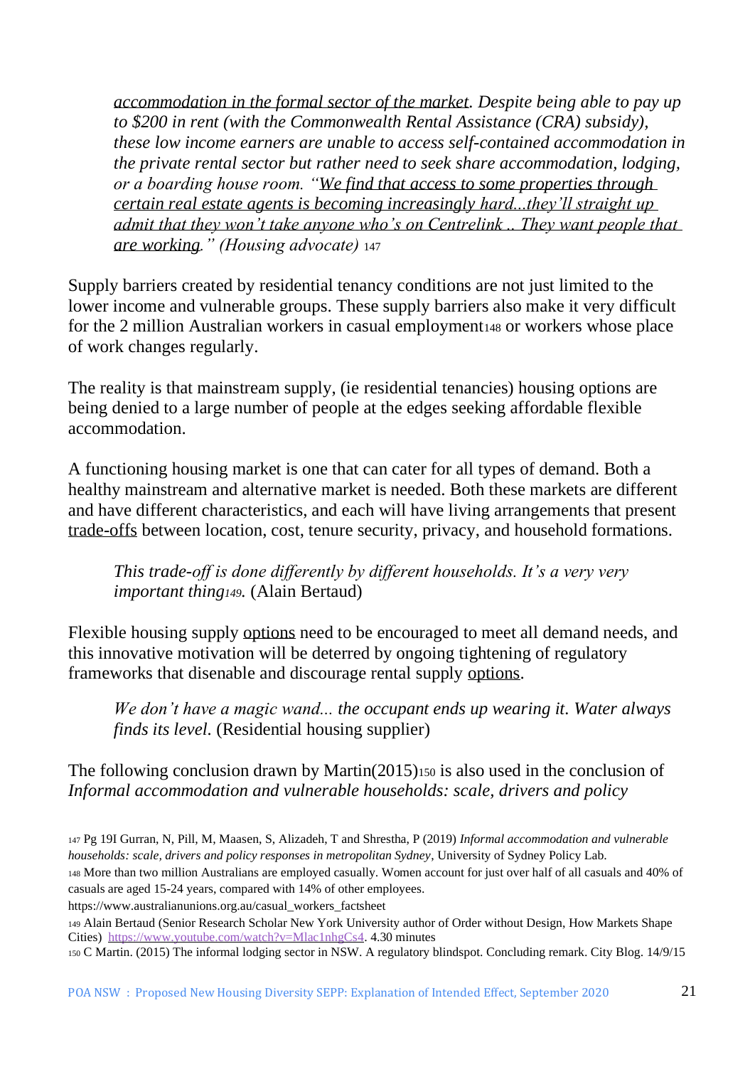> *accommodation in the formal sector of the market. Despite being able to pay up to $200 in rent (with the Commonwealth Rental Assistance (CRA) subsidy), these low income earners are unable to access self-contained accommodation in the private rental sector but rather need to seek share accommodation, lodging, or a boarding house room. "We find that access to some properties through certain real estate agents is becoming increasingly hard...they'll straight up admit that they won't take anyone who's on Centrelink .. They want people that are working." (Housing advocate)* [147]

Supply barriers created by residential tenancy conditions are not just limited to the lower income and vulnerable groups. These supply barriers also make it very difficult for the 2 million Australian workers in casual employment[148] or workers whose place of work changes regularly.

The reality is that mainstream supply, (ie residential tenancies) housing options are being denied to a large number of people at the edges seeking affordable flexible accommodation.

A functioning housing market is one that can cater for all types of demand. Both a healthy mainstream and alternative market is needed. Both these markets are different and have different characteristics, and each will have living arrangements that present trade-offs between location, cost, tenure security, privacy, and household formations.

> *This trade-off is done differently by different households. It's a very very important thing*[149]*.* (Alain Bertaud)

Flexible housing supply options need to be encouraged to meet all demand needs, and this innovative motivation will be deterred by ongoing tightening of regulatory frameworks that disenable and discourage rental supply options.

> *We don't have a magic wand... the occupant ends up wearing it. Water always finds its level.* (Residential housing supplier)

The following conclusion drawn by Martin(2015)[150] is also used in the conclusion of *Informal accommodation and vulnerable households: scale, drivers and policy*

---

[147] Pg 19I Gurran, N, Pill, M, Maasen, S, Alizadeh, T and Shrestha, P (2019) *Informal accommodation and vulnerable households: scale, drivers and policy responses in metropolitan Sydney*, University of Sydney Policy Lab.

[148] More than two million Australians are employed casually. Women account for just over half of all casuals and 40% of casuals are aged 15-24 years, compared with 14% of other employees. https://www.australianunions.org.au/casual_workers_factsheet

[149] Alain Bertaud (Senior Research Scholar New York University author of Order without Design, How Markets Shape Cities) https://www.youtube.com/watch?v=Mlac1nhgCs4. 4.30 minutes

[150] C Martin. (2015) The informal lodging sector in NSW. A regulatory blindspot. Concluding remark. City Blog. 14/9/15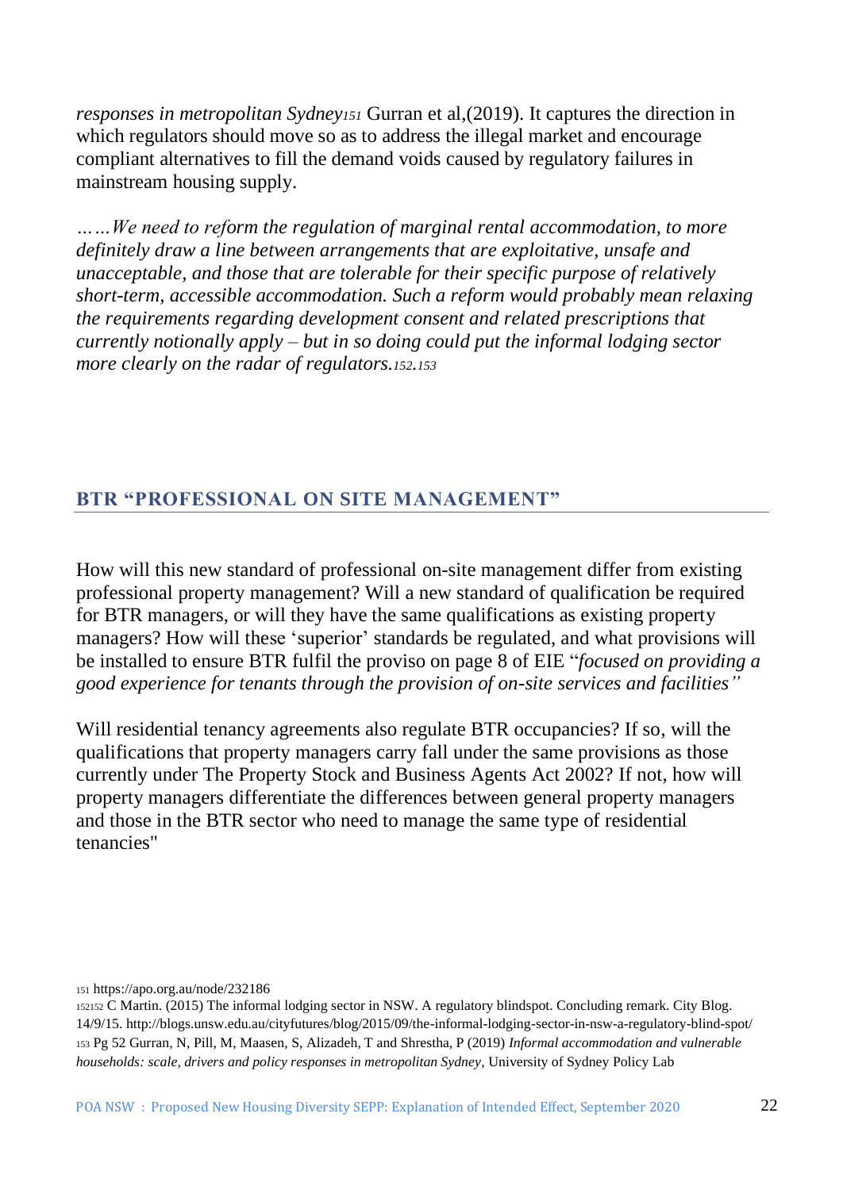*responses in metropolitan Sydney*[151] Gurran et al,(2019). It captures the direction in which regulators should move so as to address the illegal market and encourage compliant alternatives to fill the demand voids caused by regulatory failures in mainstream housing supply.

*……We need to reform the regulation of marginal rental accommodation, to more definitely draw a line between arrangements that are exploitative, unsafe and unacceptable, and those that are tolerable for their specific purpose of relatively short-term, accessible accommodation. Such a reform would probably mean relaxing the requirements regarding development consent and related prescriptions that currently notionally apply – but in so doing could put the informal lodging sector more clearly on the radar of regulators.*[152].[153]

## BTR "PROFESSIONAL ON SITE MANAGEMENT"

How will this new standard of professional on-site management differ from existing professional property management? Will a new standard of qualification be required for BTR managers, or will they have the same qualifications as existing property managers? How will these 'superior' standards be regulated, and what provisions will be installed to ensure BTR fulfil the proviso on page 8 of EIE "*focused on providing a good experience for tenants through the provision of on-site services and facilities"*

Will residential tenancy agreements also regulate BTR occupancies? If so, will the qualifications that property managers carry fall under the same provisions as those currently under The Property Stock and Business Agents Act 2002? If not, how will property managers differentiate the differences between general property managers and those in the BTR sector who need to manage the same type of residential tenancies"

[151] https://apo.org.au/node/232186

[152] C Martin. (2015) The informal lodging sector in NSW. A regulatory blindspot. Concluding remark. City Blog. 14/9/15. http://blogs.unsw.edu.au/cityfutures/blog/2015/09/the-informal-lodging-sector-in-nsw-a-regulatory-blind-spot/

[153] Pg 52 Gurran, N, Pill, M, Maasen, S, Alizadeh, T and Shrestha, P (2019) *Informal accommodation and vulnerable households: scale, drivers and policy responses in metropolitan Sydney*, University of Sydney Policy Lab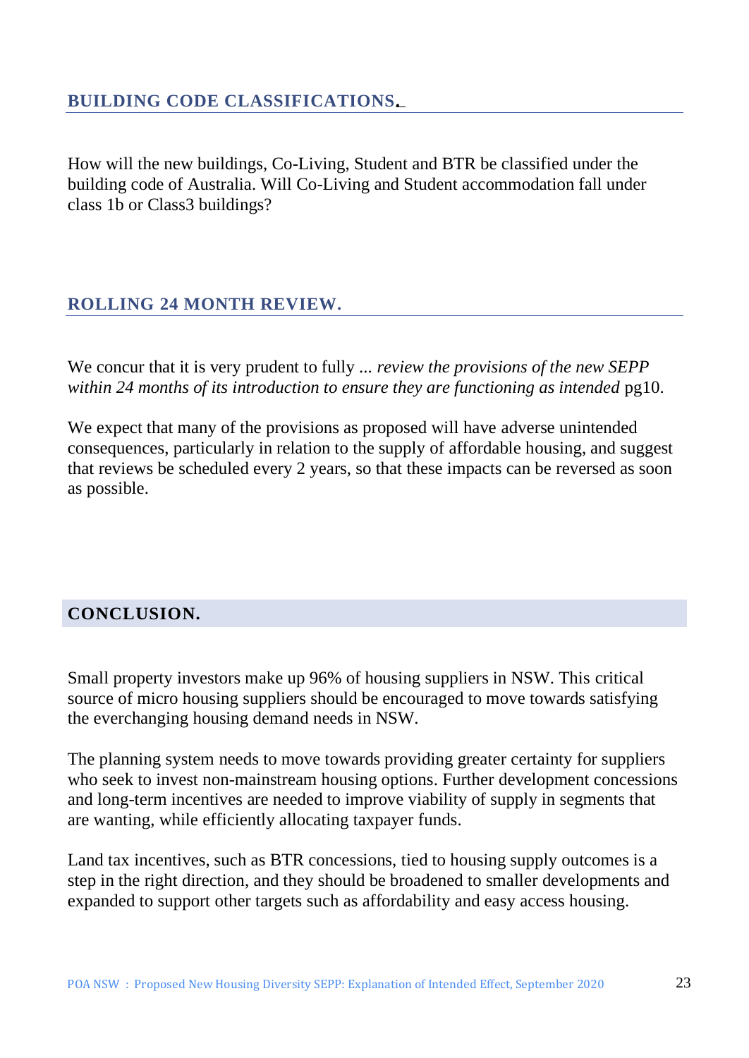## BUILDING CODE CLASSIFICATIONS.

How will the new buildings, Co-Living, Student and BTR be classified under the building code of Australia. Will Co-Living and Student accommodation fall under class 1b or Class3 buildings?

## ROLLING 24 MONTH REVIEW.

We concur that it is very prudent to fully ... *review the provisions of the new SEPP within 24 months of its introduction to ensure they are functioning as intended* pg10.

We expect that many of the provisions as proposed will have adverse unintended consequences, particularly in relation to the supply of affordable housing, and suggest that reviews be scheduled every 2 years, so that these impacts can be reversed as soon as possible.

## CONCLUSION.

Small property investors make up 96% of housing suppliers in NSW. This critical source of micro housing suppliers should be encouraged to move towards satisfying the everchanging housing demand needs in NSW.

The planning system needs to move towards providing greater certainty for suppliers who seek to invest non-mainstream housing options. Further development concessions and long-term incentives are needed to improve viability of supply in segments that are wanting, while efficiently allocating taxpayer funds.

Land tax incentives, such as BTR concessions, tied to housing supply outcomes is a step in the right direction, and they should be broadened to smaller developments and expanded to support other targets such as affordability and easy access housing.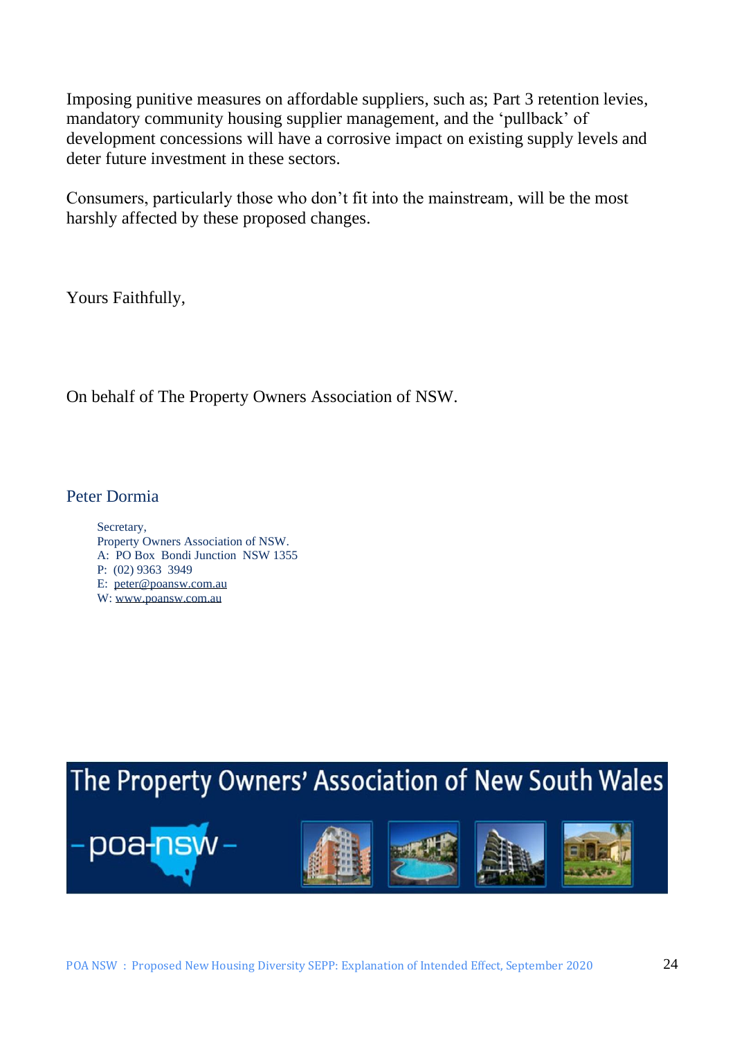Imposing punitive measures on affordable suppliers, such as; Part 3 retention levies, mandatory community housing supplier management, and the 'pullback' of development concessions will have a corrosive impact on existing supply levels and deter future investment in these sectors.

Consumers, particularly those who don't fit into the mainstream, will be the most harshly affected by these proposed changes.

Yours Faithfully,

On behalf of The Property Owners Association of NSW.

Peter Dormia

Secretary,
Property Owners Association of NSW.
A: PO Box Bondi Junction NSW 1355
P: (02) 9363 3949
E: peter@poansw.com.au
W: www.poansw.com.au

The Property Owners' Association of New South Wales

-poa-nsw-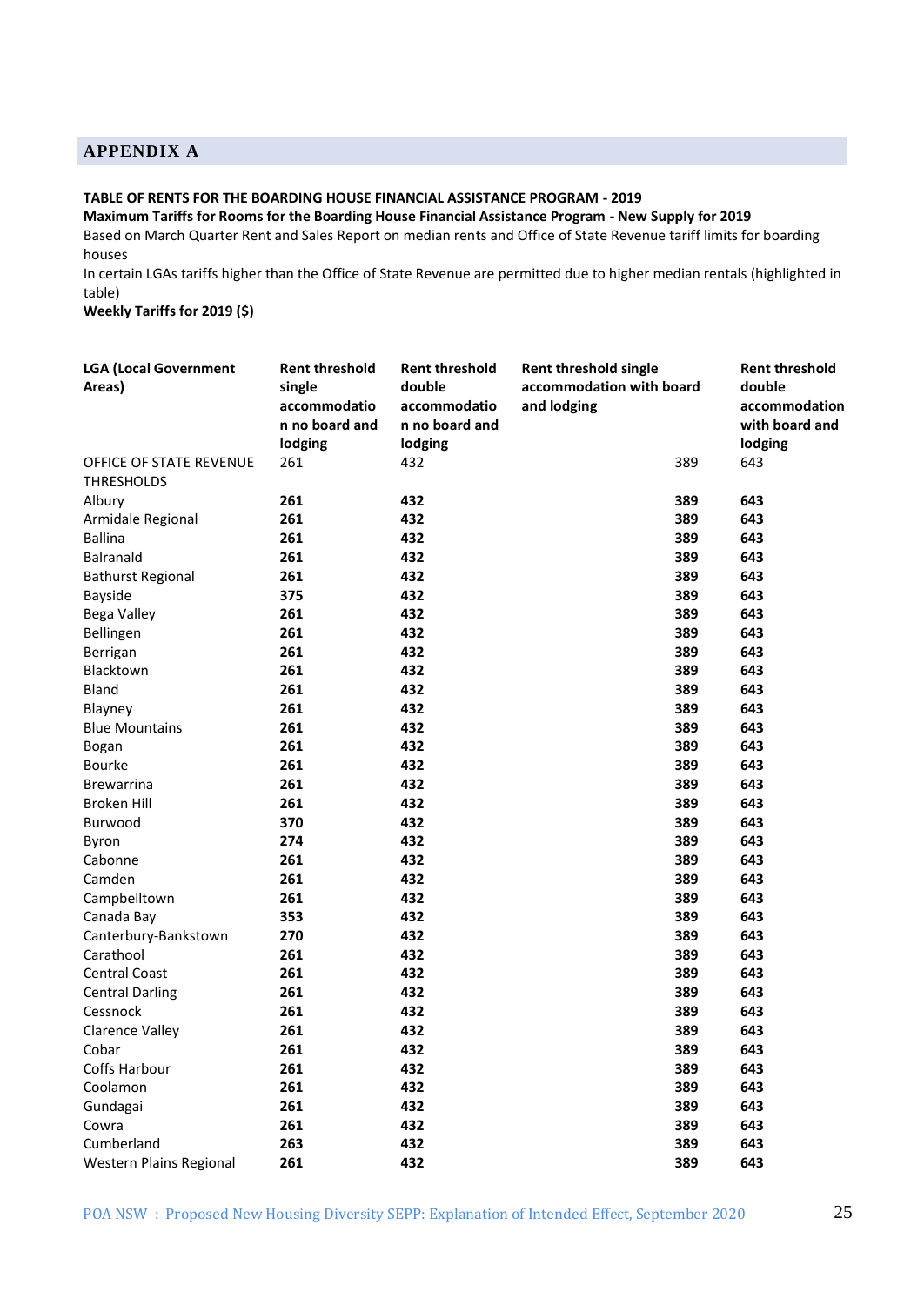## APPENDIX A

**TABLE OF RENTS FOR THE BOARDING HOUSE FINANCIAL ASSISTANCE PROGRAM - 2019**

**Maximum Tariffs for Rooms for the Boarding House Financial Assistance Program - New Supply for 2019**

Based on March Quarter Rent and Sales Report on median rents and Office of State Revenue tariff limits for boarding houses

In certain LGAs tariffs higher than the Office of State Revenue are permitted due to higher median rentals (highlighted in table)

**Weekly Tariffs for 2019 ($)**

| LGA (Local Government Areas) | Rent threshold single accommodation no board and lodging | Rent threshold double accommodation no board and lodging | Rent threshold single accommodation with board and lodging | Rent threshold double accommodation with board and lodging |
|---|---|---|---|---|
| OFFICE OF STATE REVENUE THRESHOLDS | 261 | 432 | 389 | 643 |
| Albury | **261** | **432** | **389** | **643** |
| Armidale Regional | **261** | **432** | **389** | **643** |
| Ballina | **261** | **432** | **389** | **643** |
| Balranald | **261** | **432** | **389** | **643** |
| Bathurst Regional | **261** | **432** | **389** | **643** |
| Bayside | **375** | **432** | **389** | **643** |
| Bega Valley | **261** | **432** | **389** | **643** |
| Bellingen | **261** | **432** | **389** | **643** |
| Berrigan | **261** | **432** | **389** | **643** |
| Blacktown | **261** | **432** | **389** | **643** |
| Bland | **261** | **432** | **389** | **643** |
| Blayney | **261** | **432** | **389** | **643** |
| Blue Mountains | **261** | **432** | **389** | **643** |
| Bogan | **261** | **432** | **389** | **643** |
| Bourke | **261** | **432** | **389** | **643** |
| Brewarrina | **261** | **432** | **389** | **643** |
| Broken Hill | **261** | **432** | **389** | **643** |
| Burwood | **370** | **432** | **389** | **643** |
| Byron | **274** | **432** | **389** | **643** |
| Cabonne | **261** | **432** | **389** | **643** |
| Camden | **261** | **432** | **389** | **643** |
| Campbelltown | **261** | **432** | **389** | **643** |
| Canada Bay | **353** | **432** | **389** | **643** |
| Canterbury-Bankstown | **270** | **432** | **389** | **643** |
| Carathool | **261** | **432** | **389** | **643** |
| Central Coast | **261** | **432** | **389** | **643** |
| Central Darling | **261** | **432** | **389** | **643** |
| Cessnock | **261** | **432** | **389** | **643** |
| Clarence Valley | **261** | **432** | **389** | **643** |
| Cobar | **261** | **432** | **389** | **643** |
| Coffs Harbour | **261** | **432** | **389** | **643** |
| Coolamon | **261** | **432** | **389** | **643** |
| Gundagai | **261** | **432** | **389** | **643** |
| Cowra | **261** | **432** | **389** | **643** |
| Cumberland | **263** | **432** | **389** | **643** |
| Western Plains Regional | **261** | **432** | **389** | **643** |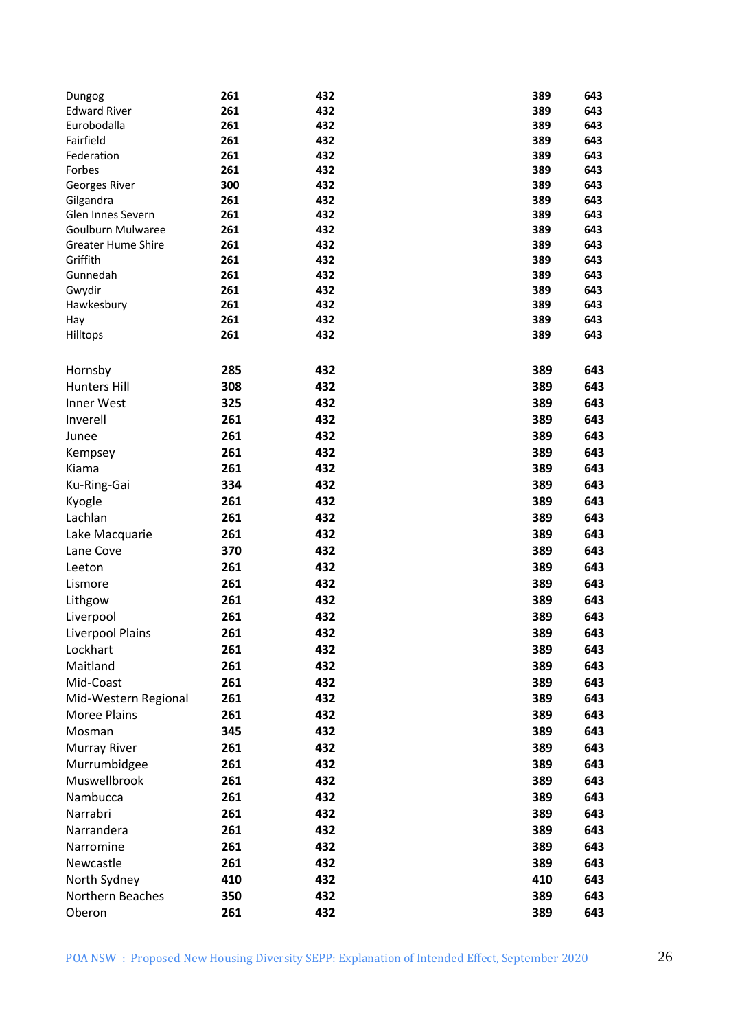| | | | | |
|---|---|---|---|---|
| Dungog | 261 | 432 | 389 | 643 |
| Edward River | 261 | 432 | 389 | 643 |
| Eurobodalla | 261 | 432 | 389 | 643 |
| Fairfield | 261 | 432 | 389 | 643 |
| Federation | 261 | 432 | 389 | 643 |
| Forbes | 261 | 432 | 389 | 643 |
| Georges River | 300 | 432 | 389 | 643 |
| Gilgandra | 261 | 432 | 389 | 643 |
| Glen Innes Severn | 261 | 432 | 389 | 643 |
| Goulburn Mulwaree | 261 | 432 | 389 | 643 |
| Greater Hume Shire | 261 | 432 | 389 | 643 |
| Griffith | 261 | 432 | 389 | 643 |
| Gunnedah | 261 | 432 | 389 | 643 |
| Gwydir | 261 | 432 | 389 | 643 |
| Hawkesbury | 261 | 432 | 389 | 643 |
| Hay | 261 | 432 | 389 | 643 |
| Hilltops | 261 | 432 | 389 | 643 |
| Hornsby | 285 | 432 | 389 | 643 |
| Hunters Hill | 308 | 432 | 389 | 643 |
| Inner West | 325 | 432 | 389 | 643 |
| Inverell | 261 | 432 | 389 | 643 |
| Junee | 261 | 432 | 389 | 643 |
| Kempsey | 261 | 432 | 389 | 643 |
| Kiama | 261 | 432 | 389 | 643 |
| Ku-Ring-Gai | 334 | 432 | 389 | 643 |
| Kyogle | 261 | 432 | 389 | 643 |
| Lachlan | 261 | 432 | 389 | 643 |
| Lake Macquarie | 261 | 432 | 389 | 643 |
| Lane Cove | 370 | 432 | 389 | 643 |
| Leeton | 261 | 432 | 389 | 643 |
| Lismore | 261 | 432 | 389 | 643 |
| Lithgow | 261 | 432 | 389 | 643 |
| Liverpool | 261 | 432 | 389 | 643 |
| Liverpool Plains | 261 | 432 | 389 | 643 |
| Lockhart | 261 | 432 | 389 | 643 |
| Maitland | 261 | 432 | 389 | 643 |
| Mid-Coast | 261 | 432 | 389 | 643 |
| Mid-Western Regional | 261 | 432 | 389 | 643 |
| Moree Plains | 261 | 432 | 389 | 643 |
| Mosman | 345 | 432 | 389 | 643 |
| Murray River | 261 | 432 | 389 | 643 |
| Murrumbidgee | 261 | 432 | 389 | 643 |
| Muswellbrook | 261 | 432 | 389 | 643 |
| Nambucca | 261 | 432 | 389 | 643 |
| Narrabri | 261 | 432 | 389 | 643 |
| Narrandera | 261 | 432 | 389 | 643 |
| Narromine | 261 | 432 | 389 | 643 |
| Newcastle | 261 | 432 | 389 | 643 |
| North Sydney | 410 | 432 | 410 | 643 |
| Northern Beaches | 350 | 432 | 389 | 643 |
| Oberon | 261 | 432 | 389 | 643 |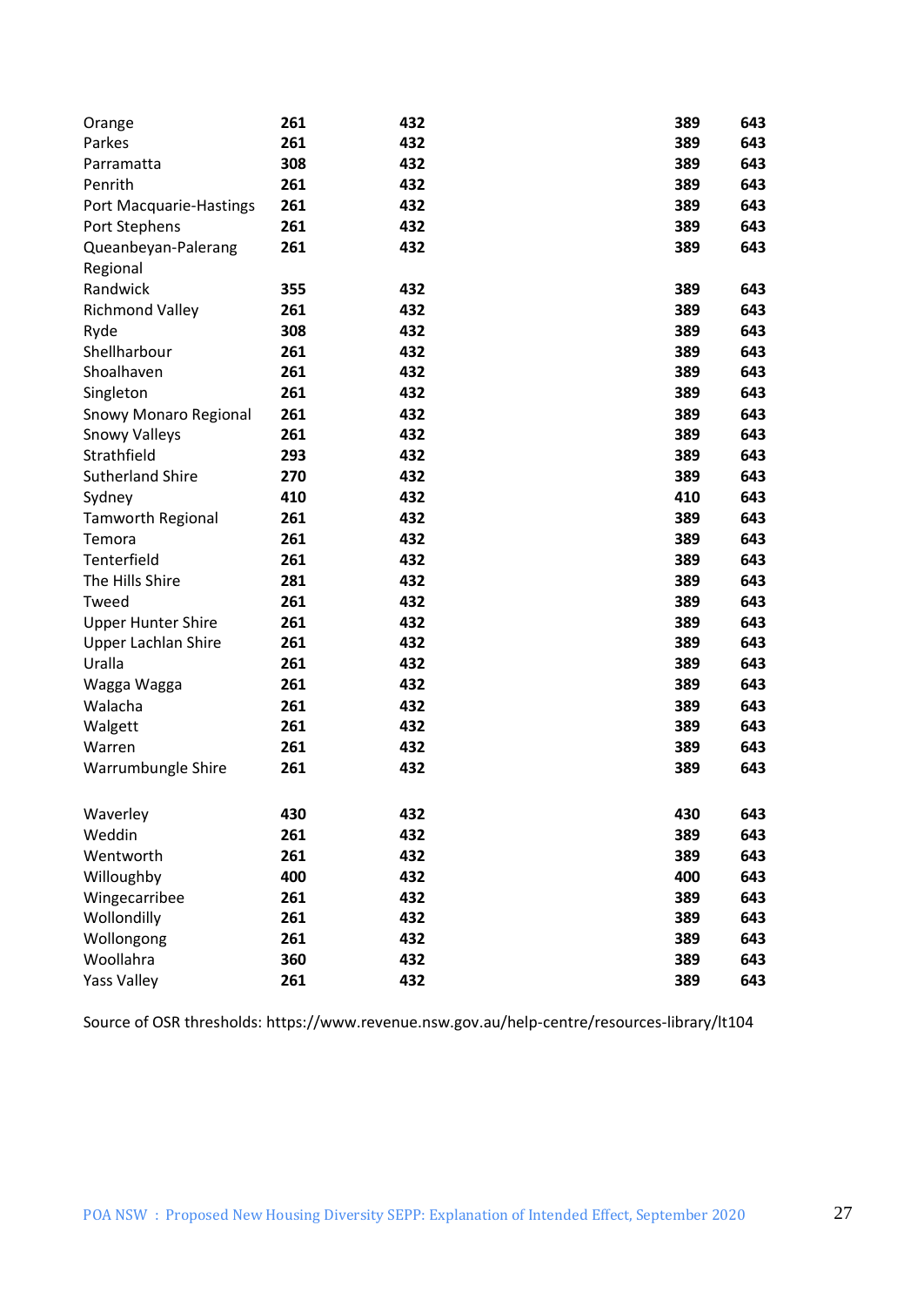| | | | | |
|---|---|---|---|---|
| Orange | 261 | 432 | 389 | 643 |
| Parkes | 261 | 432 | 389 | 643 |
| Parramatta | 308 | 432 | 389 | 643 |
| Penrith | 261 | 432 | 389 | 643 |
| Port Macquarie-Hastings | 261 | 432 | 389 | 643 |
| Port Stephens | 261 | 432 | 389 | 643 |
| Queanbeyan-Palerang Regional | 261 | 432 | 389 | 643 |
| Randwick | 355 | 432 | 389 | 643 |
| Richmond Valley | 261 | 432 | 389 | 643 |
| Ryde | 308 | 432 | 389 | 643 |
| Shellharbour | 261 | 432 | 389 | 643 |
| Shoalhaven | 261 | 432 | 389 | 643 |
| Singleton | 261 | 432 | 389 | 643 |
| Snowy Monaro Regional | 261 | 432 | 389 | 643 |
| Snowy Valleys | 261 | 432 | 389 | 643 |
| Strathfield | 293 | 432 | 389 | 643 |
| Sutherland Shire | 270 | 432 | 389 | 643 |
| Sydney | 410 | 432 | 410 | 643 |
| Tamworth Regional | 261 | 432 | 389 | 643 |
| Temora | 261 | 432 | 389 | 643 |
| Tenterfield | 261 | 432 | 389 | 643 |
| The Hills Shire | 281 | 432 | 389 | 643 |
| Tweed | 261 | 432 | 389 | 643 |
| Upper Hunter Shire | 261 | 432 | 389 | 643 |
| Upper Lachlan Shire | 261 | 432 | 389 | 643 |
| Uralla | 261 | 432 | 389 | 643 |
| Wagga Wagga | 261 | 432 | 389 | 643 |
| Walacha | 261 | 432 | 389 | 643 |
| Walgett | 261 | 432 | 389 | 643 |
| Warren | 261 | 432 | 389 | 643 |
| Warrumbungle Shire | 261 | 432 | 389 | 643 |
| Waverley | 430 | 432 | 430 | 643 |
| Weddin | 261 | 432 | 389 | 643 |
| Wentworth | 261 | 432 | 389 | 643 |
| Willoughby | 400 | 432 | 400 | 643 |
| Wingecarribee | 261 | 432 | 389 | 643 |
| Wollondilly | 261 | 432 | 389 | 643 |
| Wollongong | 261 | 432 | 389 | 643 |
| Woollahra | 360 | 432 | 389 | 643 |
| Yass Valley | 261 | 432 | 389 | 643 |

Source of OSR thresholds: https://www.revenue.nsw.gov.au/help-centre/resources-library/lt104